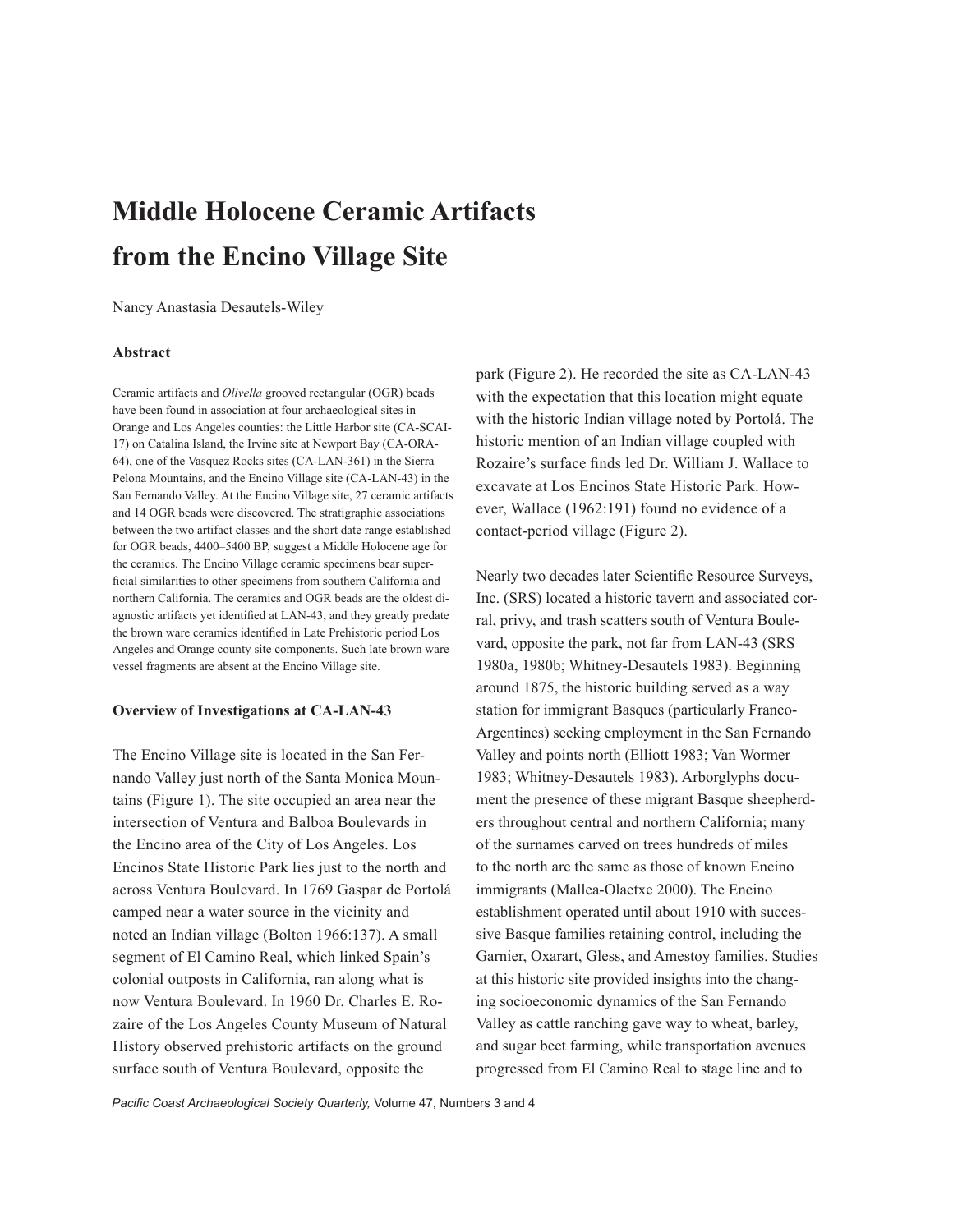# Middle Holocene Ceramic Artifacts from the Encino Village Site

Nancy Anastasia Desautels-Wiley

### Abstract

Ceramic artifacts and *Olivella* grooved rectangular (OGR) beads have been found in association at four archaeological sites in Orange and Los Angeles counties: the Little Harbor site (CA-SCAI-17) on Catalina Island, the Irvine site at Newport Bay (CA-ORA-64), one of the Vasquez Rocks sites (CA-LAN-361) in the Sierra Pelona Mountains, and the Encino Village site (CA-LAN-43) in the San Fernando Valley. At the Encino Village site, 27 ceramic artifacts and 14 OGR beads were discovered. The stratigraphic associations between the two artifact classes and the short date range established for OGR beads, 4400–5400 BP, suggest a Middle Holocene age for the ceramics. The Encino Village ceramic specimens bear superficial similarities to other specimens from southern California and northern California. The ceramics and OGR beads are the oldest diagnostic artifacts yet identified at LAN-43, and they greatly predate the brown ware ceramics identified in Late Prehistoric period Los Angeles and Orange county site components. Such late brown ware vessel fragments are absent at the Encino Village site.

### Overview of Investigations at CA-LAN-43

The Encino Village site is located in the San Fernando Valley just north of the Santa Monica Mountains (Figure 1). The site occupied an area near the intersection of Ventura and Balboa Boulevards in the Encino area of the City of Los Angeles. Los Encinos State Historic Park lies just to the north and across Ventura Boulevard. In 1769 Gaspar de Portolá camped near a water source in the vicinity and noted an Indian village (Bolton 1966:137). A small segment of El Camino Real, which linked Spain's colonial outposts in California, ran along what is now Ventura Boulevard. In 1960 Dr. Charles E. Rozaire of the Los Angeles County Museum of Natural History observed prehistoric artifacts on the ground surface south of Ventura Boulevard, opposite the park (Figure 2). He recorded the site as CA-LAN-43 with the expectation that this location might equate with the historic Indian village noted by Portolá. The historic mention of an Indian village coupled with Rozaire's surface finds led Dr. William J. Wallace to excavate at Los Encinos State Historic Park. However, Wallace (1962:191) found no evidence of a contact-period village (Figure 2).

Nearly two decades later Scientific Resource Surveys, Inc. (SRS) located a historic tavern and associated corral, privy, and trash scatters south of Ventura Boulevard, opposite the park, not far from LAN-43 (SRS 1980a, 1980b; Whitney-Desautels 1983). Beginning around 1875, the historic building served as a way station for immigrant Basques (particularly Franco-Argentines) seeking employment in the San Fernando Valley and points north (Elliott 1983; Van Wormer 1983; Whitney-Desautels 1983). Arborglyphs document the presence of these migrant Basque sheepherders throughout central and northern California; many of the surnames carved on trees hundreds of miles to the north are the same as those of known Encino immigrants (Mallea-Olaetxe 2000). The Encino establishment operated until about 1910 with successive Basque families retaining control, including the Garnier, Oxarart, Gless, and Amestoy families. Studies at this historic site provided insights into the changing socioeconomic dynamics of the San Fernando Valley as cattle ranching gave way to wheat, barley, and sugar beet farming, while transportation avenues progressed from El Camino Real to stage line and to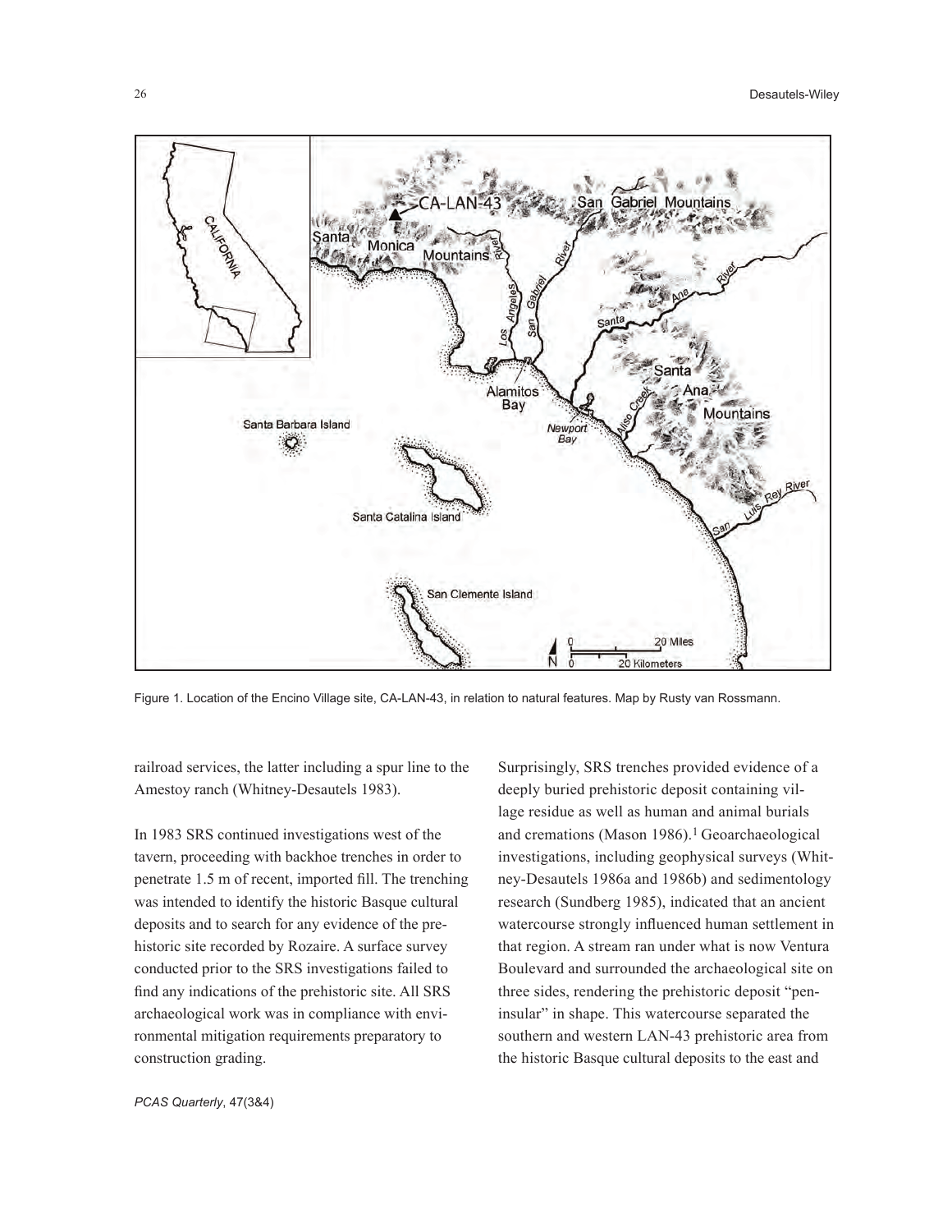Figure 1. Location of the Encino Village site, CA-LAN-43, in relation to natural features. Map by Rusty van Rossmann.

railroad services, the latter including a spur line to the Amestoy ranch (Whitney-Desautels 1983).

In 1983 SRS continued investigations west of the tavern, proceeding with backhoe trenches in order to penetrate 1.5 m of recent, imported fill. The trenching was intended to identify the historic Basque cultural deposits and to search for any evidence of the prehistoric site recorded by Rozaire. A surface survey conducted prior to the SRS investigations failed to find any indications of the prehistoric site. All SRS archaeological work was in compliance with environmental mitigation requirements preparatory to construction grading.

Surprisingly, SRS trenches provided evidence of a deeply buried prehistoric deposit containing village residue as well as human and animal burials and cremations (Mason 1986).[1] Geoarchaeological investigations, including geophysical surveys (Whitney-Desautels 1986a and 1986b) and sedimentology research (Sundberg 1985), indicated that an ancient watercourse strongly influenced human settlement in that region. A stream ran under what is now Ventura Boulevard and surrounded the archaeological site on three sides, rendering the prehistoric deposit "peninsular" in shape. This watercourse separated the southern and western LAN-43 prehistoric area from the historic Basque cultural deposits to the east and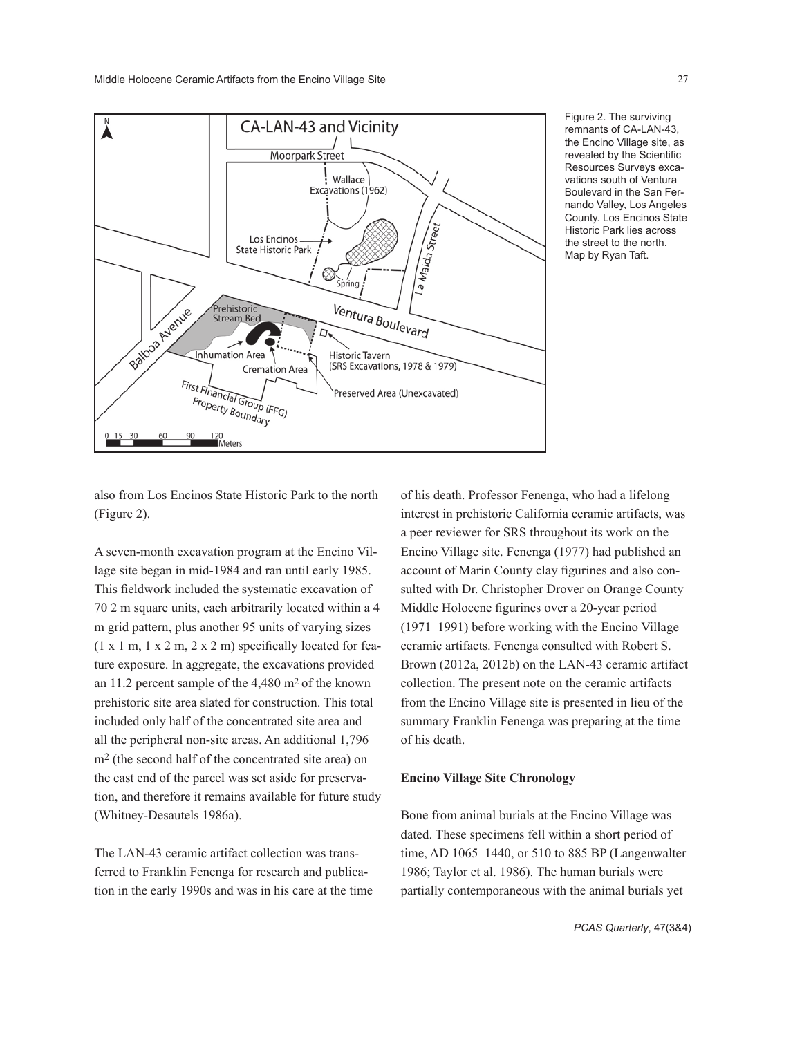Figure 2. The surviving remnants of CA-LAN-43, the Encino Village site, as revealed by the Scientific Resources Surveys excavations south of Ventura Boulevard in the San Fernando Valley, Los Angeles County. Los Encinos State Historic Park lies across the street to the north. Map by Ryan Taft.

also from Los Encinos State Historic Park to the north (Figure 2).

A seven-month excavation program at the Encino Village site began in mid-1984 and ran until early 1985. This fieldwork included the systematic excavation of 70 2 m square units, each arbitrarily located within a 4 m grid pattern, plus another 95 units of varying sizes (1 x 1 m, 1 x 2 m, 2 x 2 m) specifically located for feature exposure. In aggregate, the excavations provided an 11.2 percent sample of the 4,480 $m^2$ of the known prehistoric site area slated for construction. This total included only half of the concentrated site area and all the peripheral non-site areas. An additional 1,796 $m^2$ (the second half of the concentrated site area) on the east end of the parcel was set aside for preservation, and therefore it remains available for future study (Whitney-Desautels 1986a).

The LAN-43 ceramic artifact collection was transferred to Franklin Fenenga for research and publication in the early 1990s and was in his care at the time of his death. Professor Fenenga, who had a lifelong interest in prehistoric California ceramic artifacts, was a peer reviewer for SRS throughout its work on the Encino Village site. Fenenga (1977) had published an account of Marin County clay figurines and also consulted with Dr. Christopher Drover on Orange County Middle Holocene figurines over a 20-year period (1971–1991) before working with the Encino Village ceramic artifacts. Fenenga consulted with Robert S. Brown (2012a, 2012b) on the LAN-43 ceramic artifact collection. The present note on the ceramic artifacts from the Encino Village site is presented in lieu of the summary Franklin Fenenga was preparing at the time of his death.

**Encino Village Site Chronology**

Bone from animal burials at the Encino Village was dated. These specimens fell within a short period of time, AD 1065–1440, or 510 to 885 BP (Langenwalter 1986; Taylor et al. 1986). The human burials were partially contemporaneous with the animal burials yet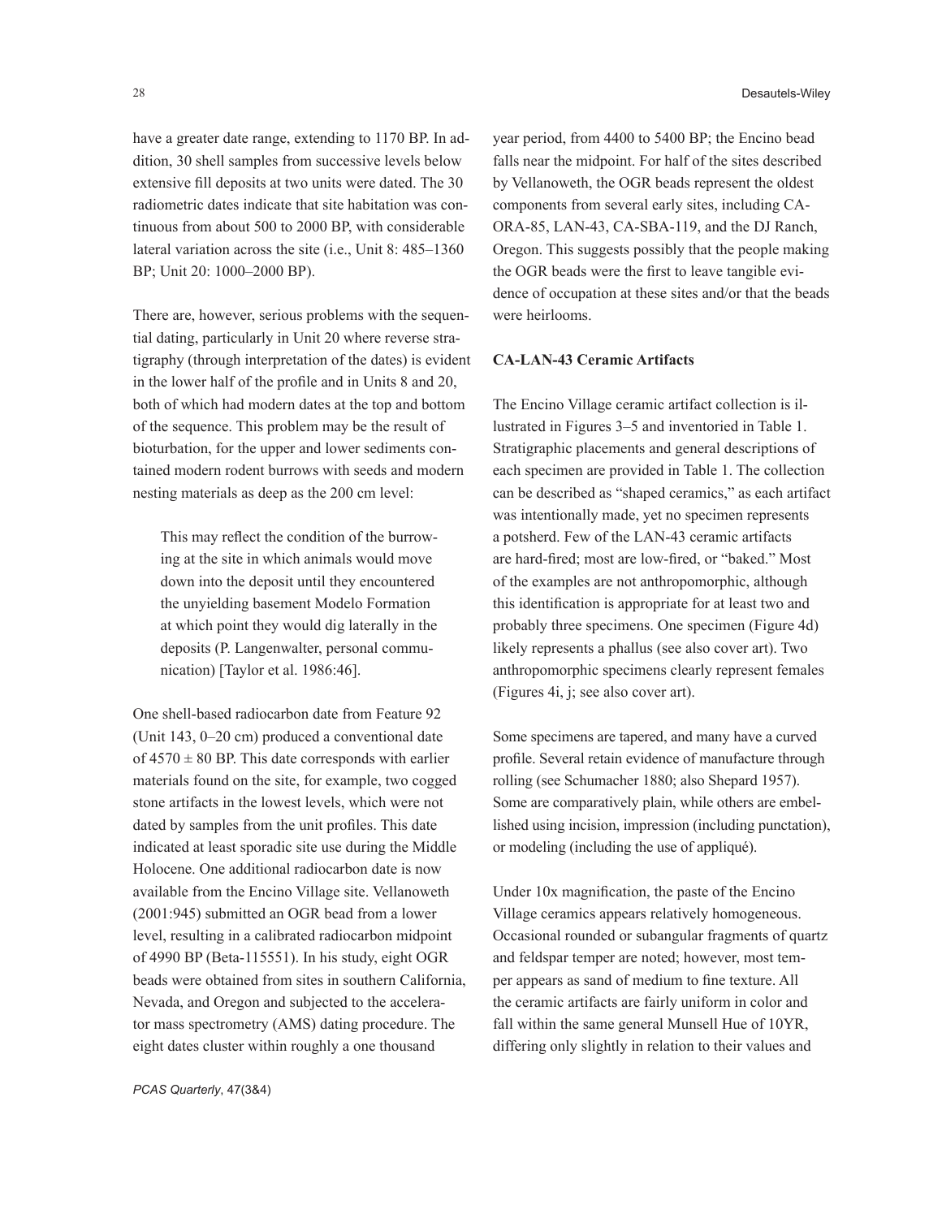have a greater date range, extending to 1170 BP. In addition, 30 shell samples from successive levels below extensive fill deposits at two units were dated. The 30 radiometric dates indicate that site habitation was continuous from about 500 to 2000 BP, with considerable lateral variation across the site (i.e., Unit 8: 485–1360 BP; Unit 20: 1000–2000 BP).

There are, however, serious problems with the sequential dating, particularly in Unit 20 where reverse stratigraphy (through interpretation of the dates) is evident in the lower half of the profile and in Units 8 and 20, both of which had modern dates at the top and bottom of the sequence. This problem may be the result of bioturbation, for the upper and lower sediments contained modern rodent burrows with seeds and modern nesting materials as deep as the 200 cm level:

> This may reflect the condition of the burrowing at the site in which animals would move down into the deposit until they encountered the unyielding basement Modelo Formation at which point they would dig laterally in the deposits (P. Langenwalter, personal communication) [Taylor et al. 1986:46].

One shell-based radiocarbon date from Feature 92 (Unit 143, 0–20 cm) produced a conventional date of $4570 \pm 80$ BP. This date corresponds with earlier materials found on the site, for example, two cogged stone artifacts in the lowest levels, which were not dated by samples from the unit profiles. This date indicated at least sporadic site use during the Middle Holocene. One additional radiocarbon date is now available from the Encino Village site. Vellanoweth (2001:945) submitted an OGR bead from a lower level, resulting in a calibrated radiocarbon midpoint of 4990 BP (Beta-115551). In his study, eight OGR beads were obtained from sites in southern California, Nevada, and Oregon and subjected to the accelerator mass spectrometry (AMS) dating procedure. The eight dates cluster within roughly a one thousand year period, from 4400 to 5400 BP; the Encino bead falls near the midpoint. For half of the sites described by Vellanoweth, the OGR beads represent the oldest components from several early sites, including CA-ORA-85, LAN-43, CA-SBA-119, and the DJ Ranch, Oregon. This suggests possibly that the people making the OGR beads were the first to leave tangible evidence of occupation at these sites and/or that the beads were heirlooms.

**CA-LAN-43 Ceramic Artifacts**

The Encino Village ceramic artifact collection is illustrated in Figures 3–5 and inventoried in Table 1. Stratigraphic placements and general descriptions of each specimen are provided in Table 1. The collection can be described as "shaped ceramics," as each artifact was intentionally made, yet no specimen represents a potsherd. Few of the LAN-43 ceramic artifacts are hard-fired; most are low-fired, or "baked." Most of the examples are not anthropomorphic, although this identification is appropriate for at least two and probably three specimens. One specimen (Figure 4d) likely represents a phallus (see also cover art). Two anthropomorphic specimens clearly represent females (Figures 4i, j; see also cover art).

Some specimens are tapered, and many have a curved profile. Several retain evidence of manufacture through rolling (see Schumacher 1880; also Shepard 1957). Some are comparatively plain, while others are embellished using incision, impression (including punctation), or modeling (including the use of appliqué).

Under 10x magnification, the paste of the Encino Village ceramics appears relatively homogeneous. Occasional rounded or subangular fragments of quartz and feldspar temper are noted; however, most temper appears as sand of medium to fine texture. All the ceramic artifacts are fairly uniform in color and fall within the same general Munsell Hue of 10YR, differing only slightly in relation to their values and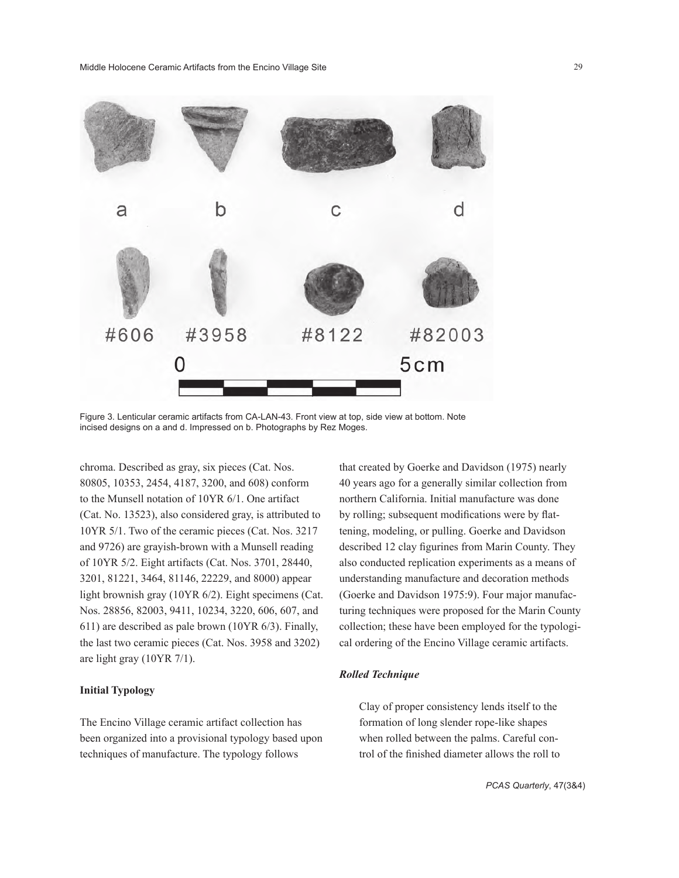Figure 3. Lenticular ceramic artifacts from CA-LAN-43. Front view at top, side view at bottom. Note incised designs on a and d. Impressed on b. Photographs by Rez Moges.

chroma. Described as gray, six pieces (Cat. Nos. 80805, 10353, 2454, 4187, 3200, and 608) conform to the Munsell notation of 10YR 6/1. One artifact (Cat. No. 13523), also considered gray, is attributed to 10YR 5/1. Two of the ceramic pieces (Cat. Nos. 3217 and 9726) are grayish-brown with a Munsell reading of 10YR 5/2. Eight artifacts (Cat. Nos. 3701, 28440, 3201, 81221, 3464, 81146, 22229, and 8000) appear light brownish gray (10YR 6/2). Eight specimens (Cat. Nos. 28856, 82003, 9411, 10234, 3220, 606, 607, and 611) are described as pale brown (10YR 6/3). Finally, the last two ceramic pieces (Cat. Nos. 3958 and 3202) are light gray (10YR 7/1).

**Initial Typology**

The Encino Village ceramic artifact collection has been organized into a provisional typology based upon techniques of manufacture. The typology follows that created by Goerke and Davidson (1975) nearly 40 years ago for a generally similar collection from northern California. Initial manufacture was done by rolling; subsequent modifications were by flattening, modeling, or pulling. Goerke and Davidson described 12 clay figurines from Marin County. They also conducted replication experiments as a means of understanding manufacture and decoration methods (Goerke and Davidson 1975:9). Four major manufacturing techniques were proposed for the Marin County collection; these have been employed for the typological ordering of the Encino Village ceramic artifacts.

***Rolled Technique***

> Clay of proper consistency lends itself to the formation of long slender rope-like shapes when rolled between the palms. Careful control of the finished diameter allows the roll to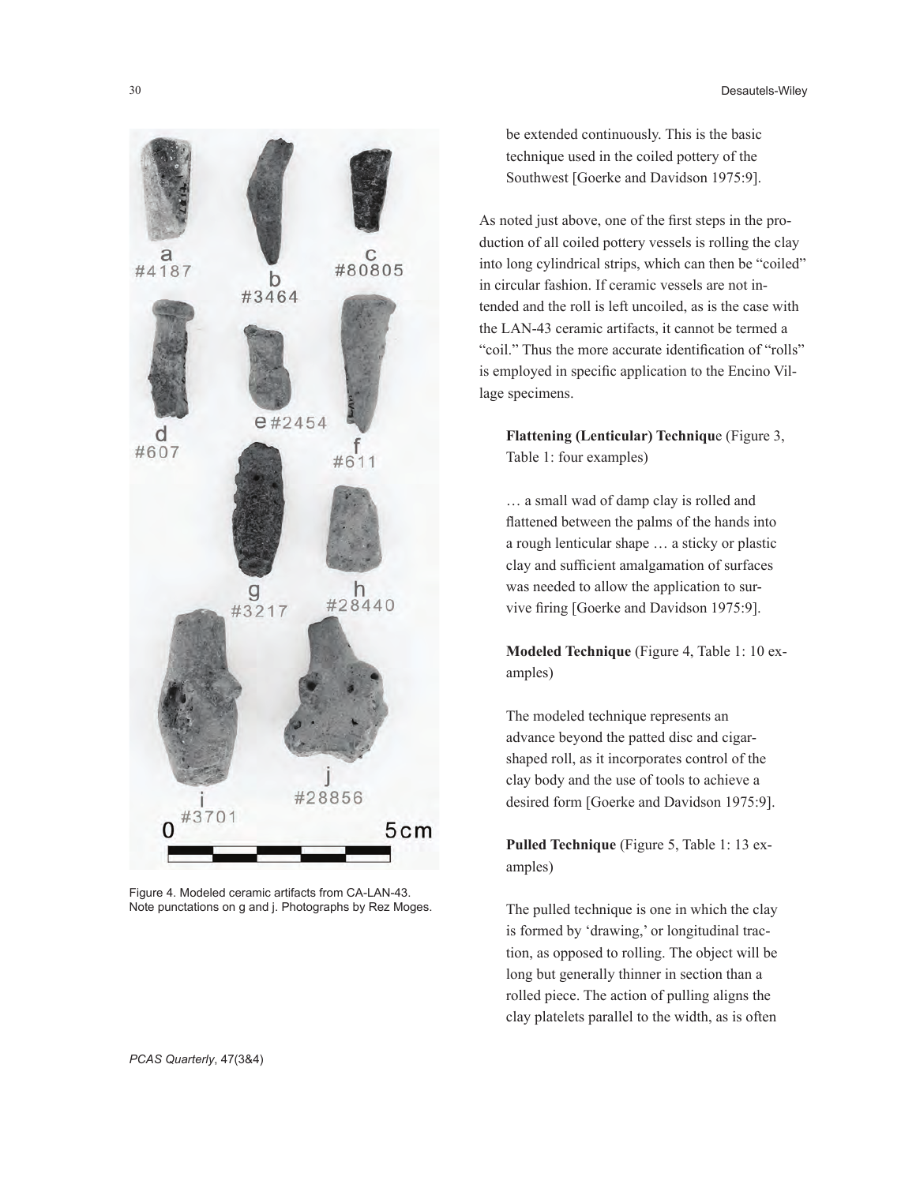be extended continuously. This is the basic technique used in the coiled pottery of the Southwest [Goerke and Davidson 1975:9].

As noted just above, one of the first steps in the production of all coiled pottery vessels is rolling the clay into long cylindrical strips, which can then be "coiled" in circular fashion. If ceramic vessels are not intended and the roll is left uncoiled, as is the case with the LAN-43 ceramic artifacts, it cannot be termed a "coil." Thus the more accurate identification of "rolls" is employed in specific application to the Encino Village specimens.

**Flattening (Lenticular) Technique** (Figure 3, Table 1: four examples)

… a small wad of damp clay is rolled and flattened between the palms of the hands into a rough lenticular shape … a sticky or plastic clay and sufficient amalgamation of surfaces was needed to allow the application to survive firing [Goerke and Davidson 1975:9].

**Modeled Technique** (Figure 4, Table 1: 10 examples)

The modeled technique represents an advance beyond the patted disc and cigar-shaped roll, as it incorporates control of the clay body and the use of tools to achieve a desired form [Goerke and Davidson 1975:9].

**Pulled Technique** (Figure 5, Table 1: 13 examples)

The pulled technique is one in which the clay is formed by 'drawing,' or longitudinal traction, as opposed to rolling. The object will be long but generally thinner in section than a rolled piece. The action of pulling aligns the clay platelets parallel to the width, as is often

Figure 4. Modeled ceramic artifacts from CA-LAN-43. Note punctations on g and j. Photographs by Rez Moges.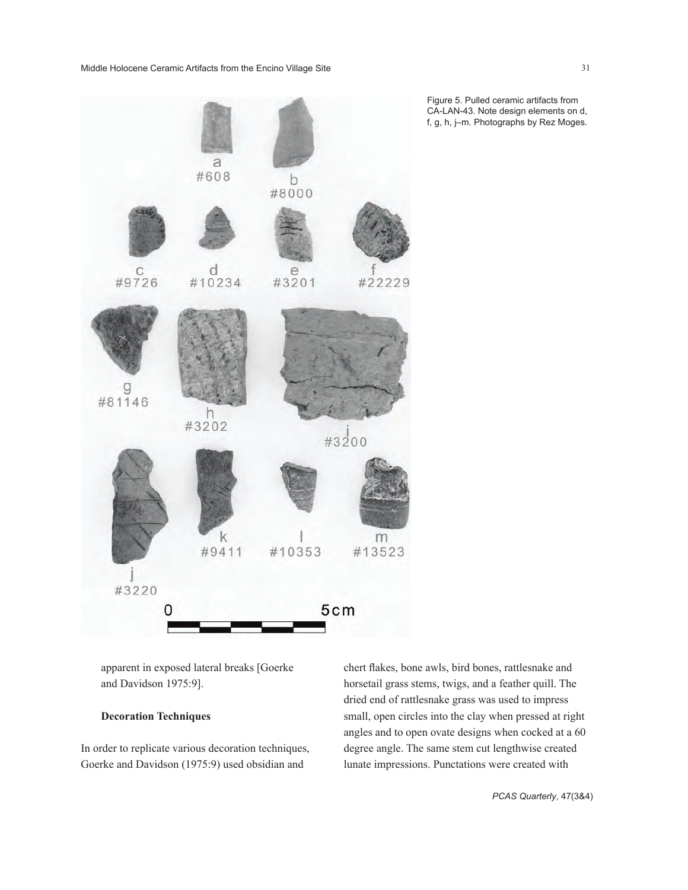Figure 5. Pulled ceramic artifacts from CA-LAN-43. Note design elements on d, f, g, h, j–m. Photographs by Rez Moges.

apparent in exposed lateral breaks [Goerke and Davidson 1975:9].

### Decoration Techniques

In order to replicate various decoration techniques, Goerke and Davidson (1975:9) used obsidian and chert flakes, bone awls, bird bones, rattlesnake and horsetail grass stems, twigs, and a feather quill. The dried end of rattlesnake grass was used to impress small, open circles into the clay when pressed at right angles and to open ovate designs when cocked at a 60 degree angle. The same stem cut lengthwise created lunate impressions. Punctations were created with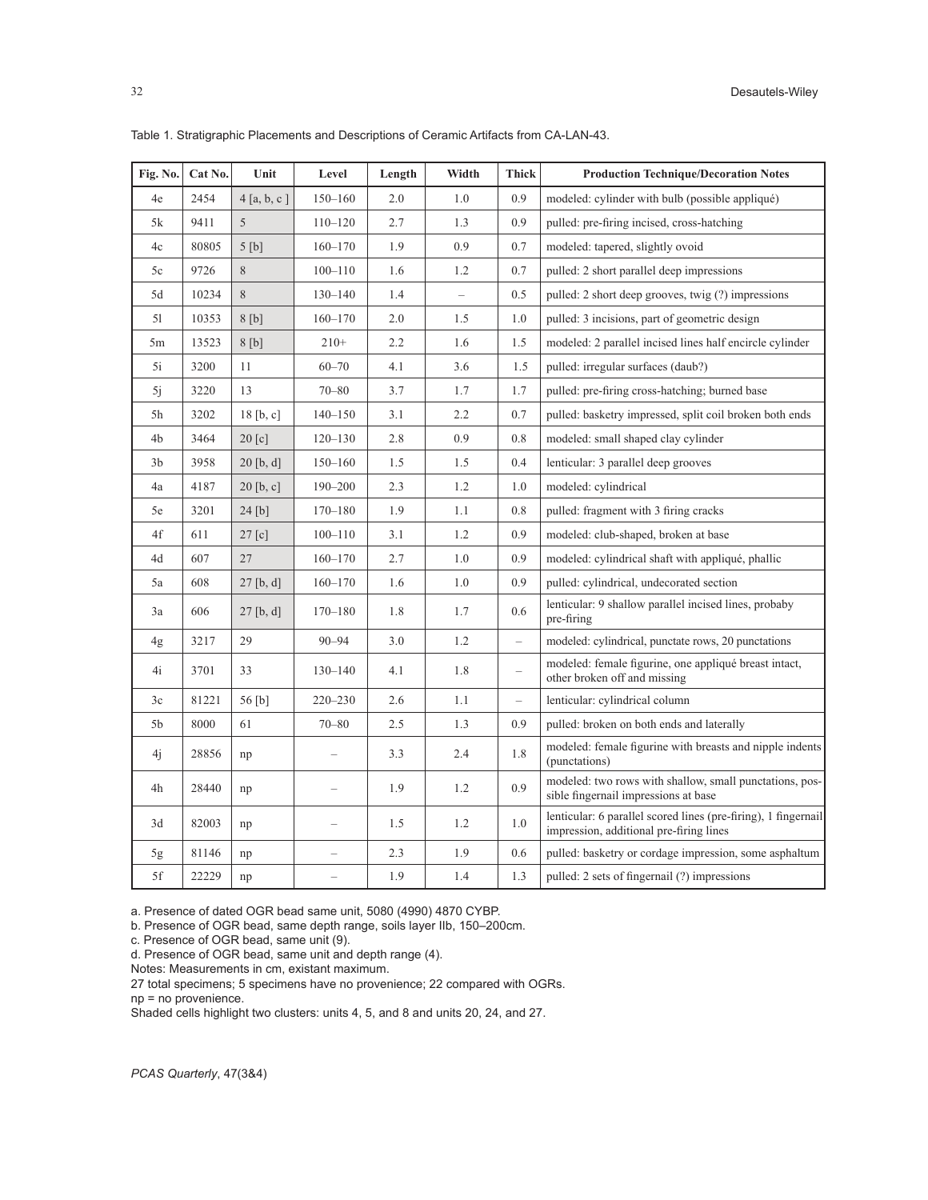Table 1. Stratigraphic Placements and Descriptions of Ceramic Artifacts from CA-LAN-43.

| Fig. No. | Cat No. | Unit | Level | Length | Width | Thick | Production Technique/Decoration Notes |
|---|---|---|---|---|---|---|---|
| 4e | 2454 | 4 [a, b, c ] | 150–160 | 2.0 | 1.0 | 0.9 | modeled: cylinder with bulb (possible appliqué) |
| 5k | 9411 | 5 | 110–120 | 2.7 | 1.3 | 0.9 | pulled: pre-firing incised, cross-hatching |
| 4c | 80805 | 5 [b] | 160–170 | 1.9 | 0.9 | 0.7 | modeled: tapered, slightly ovoid |
| 5c | 9726 | 8 | 100–110 | 1.6 | 1.2 | 0.7 | pulled: 2 short parallel deep impressions |
| 5d | 10234 | 8 | 130–140 | 1.4 | – | 0.5 | pulled: 2 short deep grooves, twig (?) impressions |
| 5l | 10353 | 8 [b] | 160–170 | 2.0 | 1.5 | 1.0 | pulled: 3 incisions, part of geometric design |
| 5m | 13523 | 8 [b] | 210+ | 2.2 | 1.6 | 1.5 | modeled: 2 parallel incised lines half encircle cylinder |
| 5i | 3200 | 11 | 60–70 | 4.1 | 3.6 | 1.5 | pulled: irregular surfaces (daub?) |
| 5j | 3220 | 13 | 70–80 | 3.7 | 1.7 | 1.7 | pulled: pre-firing cross-hatching; burned base |
| 5h | 3202 | 18 [b, c] | 140–150 | 3.1 | 2.2 | 0.7 | pulled: basketry impressed, split coil broken both ends |
| 4b | 3464 | 20 [c] | 120–130 | 2.8 | 0.9 | 0.8 | modeled: small shaped clay cylinder |
| 3b | 3958 | 20 [b, d] | 150–160 | 1.5 | 1.5 | 0.4 | lenticular: 3 parallel deep grooves |
| 4a | 4187 | 20 [b, c] | 190–200 | 2.3 | 1.2 | 1.0 | modeled: cylindrical |
| 5e | 3201 | 24 [b] | 170–180 | 1.9 | 1.1 | 0.8 | pulled: fragment with 3 firing cracks |
| 4f | 611 | 27 [c] | 100–110 | 3.1 | 1.2 | 0.9 | modeled: club-shaped, broken at base |
| 4d | 607 | 27 | 160–170 | 2.7 | 1.0 | 0.9 | modeled: cylindrical shaft with appliqué, phallic |
| 5a | 608 | 27 [b, d] | 160–170 | 1.6 | 1.0 | 0.9 | pulled: cylindrical, undecorated section |
| 3a | 606 | 27 [b, d] | 170–180 | 1.8 | 1.7 | 0.6 | lenticular: 9 shallow parallel incised lines, probaby pre-firing |
| 4g | 3217 | 29 | 90–94 | 3.0 | 1.2 | – | modeled: cylindrical, punctate rows, 20 punctations |
| 4i | 3701 | 33 | 130–140 | 4.1 | 1.8 | – | modeled: female figurine, one appliqué breast intact, other broken off and missing |
| 3c | 81221 | 56 [b] | 220–230 | 2.6 | 1.1 | – | lenticular: cylindrical column |
| 5b | 8000 | 61 | 70–80 | 2.5 | 1.3 | 0.9 | pulled: broken on both ends and laterally |
| 4j | 28856 | np | – | 3.3 | 2.4 | 1.8 | modeled: female figurine with breasts and nipple indents (punctations) |
| 4h | 28440 | np | – | 1.9 | 1.2 | 0.9 | modeled: two rows with shallow, small punctations, possible fingernail impressions at base |
| 3d | 82003 | np | – | 1.5 | 1.2 | 1.0 | lenticular: 6 parallel scored lines (pre-firing), 1 fingernail impression, additional pre-firing lines |
| 5g | 81146 | np | – | 2.3 | 1.9 | 0.6 | pulled: basketry or cordage impression, some asphaltum |
| 5f | 22229 | np | – | 1.9 | 1.4 | 1.3 | pulled: 2 sets of fingernail (?) impressions |

a. Presence of dated OGR bead same unit, 5080 (4990) 4870 CYBP.
b. Presence of OGR bead, same depth range, soils layer IIb, 150–200cm.
c. Presence of OGR bead, same unit (9).
d. Presence of OGR bead, same unit and depth range (4).
Notes: Measurements in cm, existant maximum.
27 total specimens; 5 specimens have no provenience; 22 compared with OGRs.
np = no provenience.
Shaded cells highlight two clusters: units 4, 5, and 8 and units 20, 24, and 27.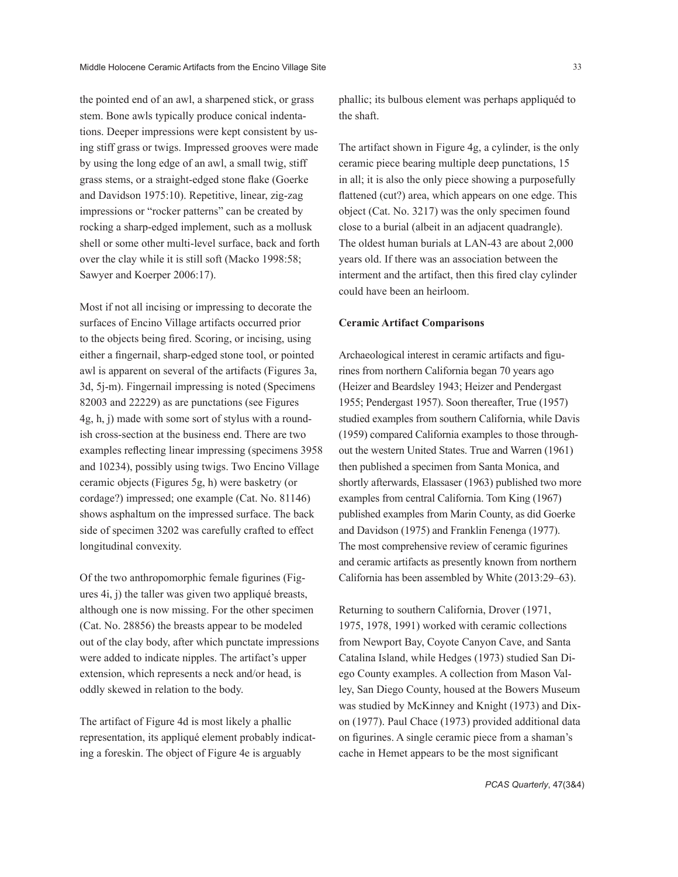the pointed end of an awl, a sharpened stick, or grass stem. Bone awls typically produce conical indentations. Deeper impressions were kept consistent by using stiff grass or twigs. Impressed grooves were made by using the long edge of an awl, a small twig, stiff grass stems, or a straight-edged stone flake (Goerke and Davidson 1975:10). Repetitive, linear, zig-zag impressions or "rocker patterns" can be created by rocking a sharp-edged implement, such as a mollusk shell or some other multi-level surface, back and forth over the clay while it is still soft (Macko 1998:58; Sawyer and Koerper 2006:17).

Most if not all incising or impressing to decorate the surfaces of Encino Village artifacts occurred prior to the objects being fired. Scoring, or incising, using either a fingernail, sharp-edged stone tool, or pointed awl is apparent on several of the artifacts (Figures 3a, 3d, 5j-m). Fingernail impressing is noted (Specimens 82003 and 22229) as are punctations (see Figures 4g, h, j) made with some sort of stylus with a roundish cross-section at the business end. There are two examples reflecting linear impressing (specimens 3958 and 10234), possibly using twigs. Two Encino Village ceramic objects (Figures 5g, h) were basketry (or cordage?) impressed; one example (Cat. No. 81146) shows asphaltum on the impressed surface. The back side of specimen 3202 was carefully crafted to effect longitudinal convexity.

Of the two anthropomorphic female figurines (Figures 4i, j) the taller was given two appliqué breasts, although one is now missing. For the other specimen (Cat. No. 28856) the breasts appear to be modeled out of the clay body, after which punctate impressions were added to indicate nipples. The artifact's upper extension, which represents a neck and/or head, is oddly skewed in relation to the body.

The artifact of Figure 4d is most likely a phallic representation, its appliqué element probably indicating a foreskin. The object of Figure 4e is arguably phallic; its bulbous element was perhaps appliquéd to the shaft.

The artifact shown in Figure 4g, a cylinder, is the only ceramic piece bearing multiple deep punctations, 15 in all; it is also the only piece showing a purposefully flattened (cut?) area, which appears on one edge. This object (Cat. No. 3217) was the only specimen found close to a burial (albeit in an adjacent quadrangle). The oldest human burials at LAN-43 are about 2,000 years old. If there was an association between the interment and the artifact, then this fired clay cylinder could have been an heirloom.

## Ceramic Artifact Comparisons

Archaeological interest in ceramic artifacts and figurines from northern California began 70 years ago (Heizer and Beardsley 1943; Heizer and Pendergast 1955; Pendergast 1957). Soon thereafter, True (1957) studied examples from southern California, while Davis (1959) compared California examples to those throughout the western United States. True and Warren (1961) then published a specimen from Santa Monica, and shortly afterwards, Elassaser (1963) published two more examples from central California. Tom King (1967) published examples from Marin County, as did Goerke and Davidson (1975) and Franklin Fenenga (1977). The most comprehensive review of ceramic figurines and ceramic artifacts as presently known from northern California has been assembled by White (2013:29–63).

Returning to southern California, Drover (1971, 1975, 1978, 1991) worked with ceramic collections from Newport Bay, Coyote Canyon Cave, and Santa Catalina Island, while Hedges (1973) studied San Diego County examples. A collection from Mason Valley, San Diego County, housed at the Bowers Museum was studied by McKinney and Knight (1973) and Dixon (1977). Paul Chace (1973) provided additional data on figurines. A single ceramic piece from a shaman's cache in Hemet appears to be the most significant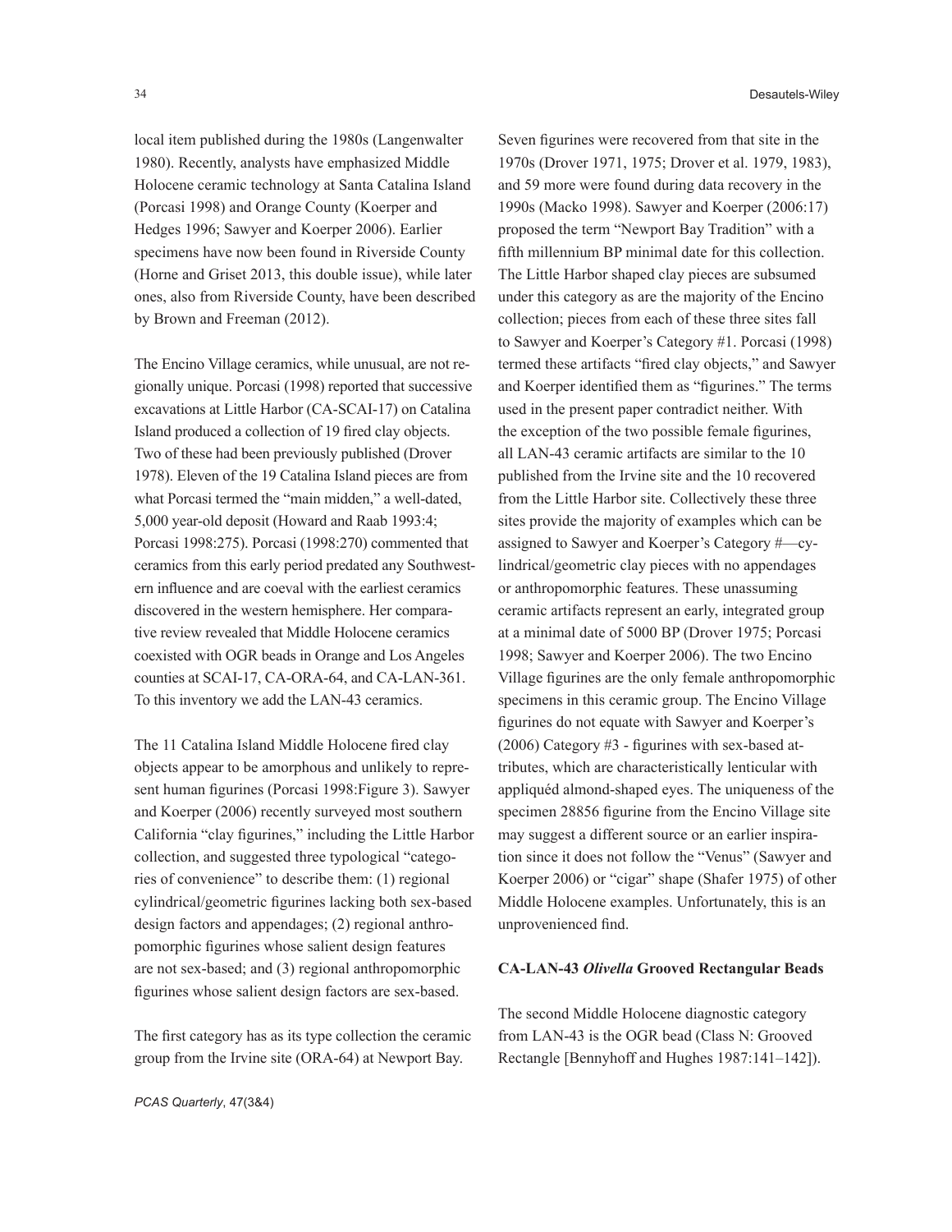local item published during the 1980s (Langenwalter 1980). Recently, analysts have emphasized Middle Holocene ceramic technology at Santa Catalina Island (Porcasi 1998) and Orange County (Koerper and Hedges 1996; Sawyer and Koerper 2006). Earlier specimens have now been found in Riverside County (Horne and Griset 2013, this double issue), while later ones, also from Riverside County, have been described by Brown and Freeman (2012).

The Encino Village ceramics, while unusual, are not regionally unique. Porcasi (1998) reported that successive excavations at Little Harbor (CA-SCAI-17) on Catalina Island produced a collection of 19 fired clay objects. Two of these had been previously published (Drover 1978). Eleven of the 19 Catalina Island pieces are from what Porcasi termed the "main midden," a well-dated, 5,000 year-old deposit (Howard and Raab 1993:4; Porcasi 1998:275). Porcasi (1998:270) commented that ceramics from this early period predated any Southwestern influence and are coeval with the earliest ceramics discovered in the western hemisphere. Her comparative review revealed that Middle Holocene ceramics coexisted with OGR beads in Orange and Los Angeles counties at SCAI-17, CA-ORA-64, and CA-LAN-361. To this inventory we add the LAN-43 ceramics.

The 11 Catalina Island Middle Holocene fired clay objects appear to be amorphous and unlikely to represent human figurines (Porcasi 1998:Figure 3). Sawyer and Koerper (2006) recently surveyed most southern California "clay figurines," including the Little Harbor collection, and suggested three typological "categories of convenience" to describe them: (1) regional cylindrical/geometric figurines lacking both sex-based design factors and appendages; (2) regional anthropomorphic figurines whose salient design features are not sex-based; and (3) regional anthropomorphic figurines whose salient design factors are sex-based.

The first category has as its type collection the ceramic group from the Irvine site (ORA-64) at Newport Bay. Seven figurines were recovered from that site in the 1970s (Drover 1971, 1975; Drover et al. 1979, 1983), and 59 more were found during data recovery in the 1990s (Macko 1998). Sawyer and Koerper (2006:17) proposed the term "Newport Bay Tradition" with a fifth millennium BP minimal date for this collection. The Little Harbor shaped clay pieces are subsumed under this category as are the majority of the Encino collection; pieces from each of these three sites fall to Sawyer and Koerper's Category #1. Porcasi (1998) termed these artifacts "fired clay objects," and Sawyer and Koerper identified them as "figurines." The terms used in the present paper contradict neither. With the exception of the two possible female figurines, all LAN-43 ceramic artifacts are similar to the 10 published from the Irvine site and the 10 recovered from the Little Harbor site. Collectively these three sites provide the majority of examples which can be assigned to Sawyer and Koerper's Category #—cylindrical/geometric clay pieces with no appendages or anthropomorphic features. These unassuming ceramic artifacts represent an early, integrated group at a minimal date of 5000 BP (Drover 1975; Porcasi 1998; Sawyer and Koerper 2006). The two Encino Village figurines are the only female anthropomorphic specimens in this ceramic group. The Encino Village figurines do not equate with Sawyer and Koerper's (2006) Category #3 - figurines with sex-based attributes, which are characteristically lenticular with appliquéd almond-shaped eyes. The uniqueness of the specimen 28856 figurine from the Encino Village site may suggest a different source or an earlier inspiration since it does not follow the "Venus" (Sawyer and Koerper 2006) or "cigar" shape (Shafer 1975) of other Middle Holocene examples. Unfortunately, this is an unprovenienced find.

### CA-LAN-43 *Olivella* Grooved Rectangular Beads

The second Middle Holocene diagnostic category from LAN-43 is the OGR bead (Class N: Grooved Rectangle [Bennyhoff and Hughes 1987:141–142]).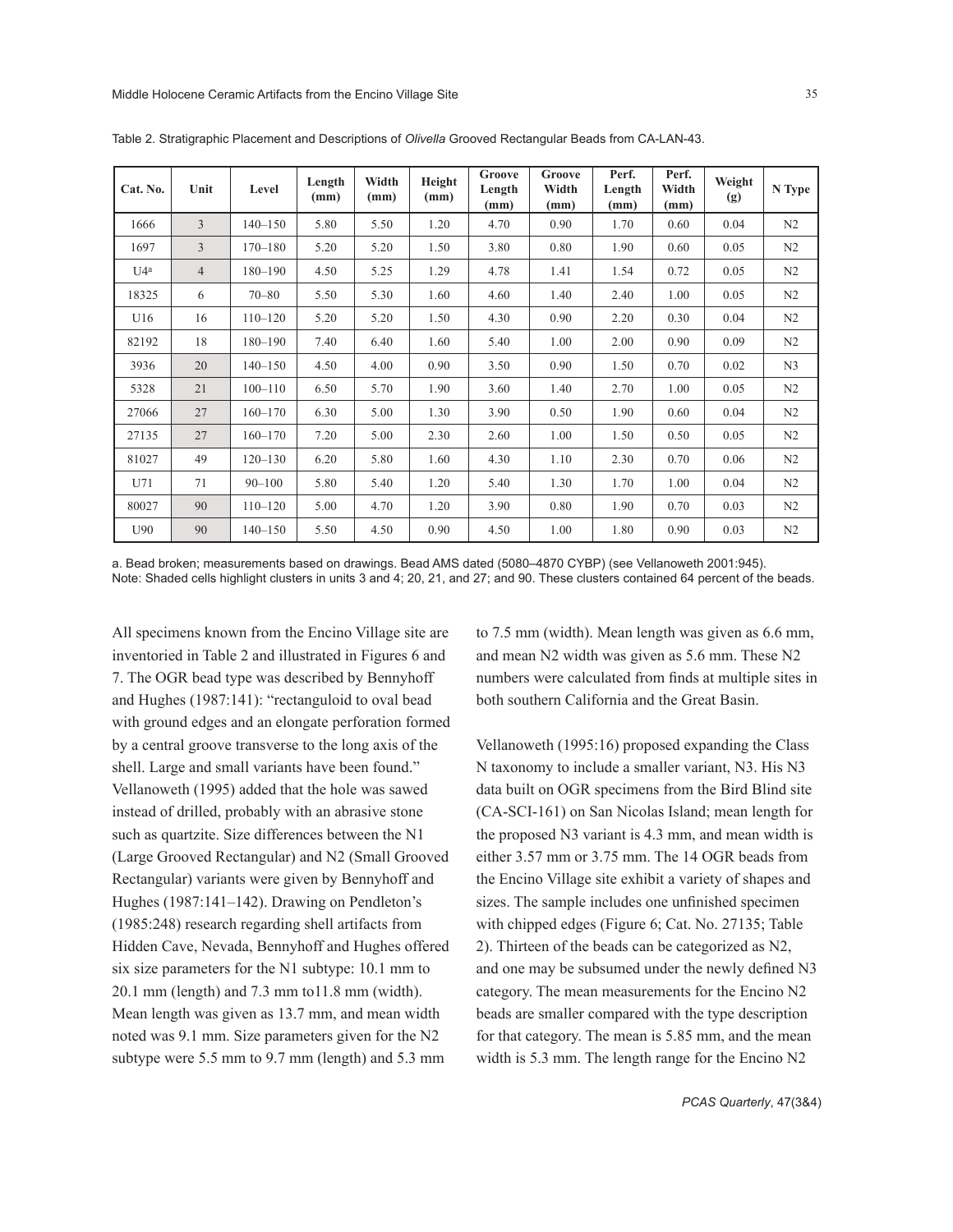Table 2. Stratigraphic Placement and Descriptions of *Olivella* Grooved Rectangular Beads from CA-LAN-43.

| Cat. No. | Unit | Level | Length (mm) | Width (mm) | Height (mm) | Groove Length (mm) | Groove Width (mm) | Perf. Length (mm) | Perf. Width (mm) | Weight (g) | N Type |
|---|---|---|---|---|---|---|---|---|---|---|---|
| 1666 | 3 | 140–150 | 5.80 | 5.50 | 1.20 | 4.70 | 0.90 | 1.70 | 0.60 | 0.04 | N2 |
| 1697 | 3 | 170–180 | 5.20 | 5.20 | 1.50 | 3.80 | 0.80 | 1.90 | 0.60 | 0.05 | N2 |
| U4[a] | 4 | 180–190 | 4.50 | 5.25 | 1.29 | 4.78 | 1.41 | 1.54 | 0.72 | 0.05 | N2 |
| 18325 | 6 | 70–80 | 5.50 | 5.30 | 1.60 | 4.60 | 1.40 | 2.40 | 1.00 | 0.05 | N2 |
| U16 | 16 | 110–120 | 5.20 | 5.20 | 1.50 | 4.30 | 0.90 | 2.20 | 0.30 | 0.04 | N2 |
| 82192 | 18 | 180–190 | 7.40 | 6.40 | 1.60 | 5.40 | 1.00 | 2.00 | 0.90 | 0.09 | N2 |
| 3936 | 20 | 140–150 | 4.50 | 4.00 | 0.90 | 3.50 | 0.90 | 1.50 | 0.70 | 0.02 | N3 |
| 5328 | 21 | 100–110 | 6.50 | 5.70 | 1.90 | 3.60 | 1.40 | 2.70 | 1.00 | 0.05 | N2 |
| 27066 | 27 | 160–170 | 6.30 | 5.00 | 1.30 | 3.90 | 0.50 | 1.90 | 0.60 | 0.04 | N2 |
| 27135 | 27 | 160–170 | 7.20 | 5.00 | 2.30 | 2.60 | 1.00 | 1.50 | 0.50 | 0.05 | N2 |
| 81027 | 49 | 120–130 | 6.20 | 5.80 | 1.60 | 4.30 | 1.10 | 2.30 | 0.70 | 0.06 | N2 |
| U71 | 71 | 90–100 | 5.80 | 5.40 | 1.20 | 5.40 | 1.30 | 1.70 | 1.00 | 0.04 | N2 |
| 80027 | 90 | 110–120 | 5.00 | 4.70 | 1.20 | 3.90 | 0.80 | 1.90 | 0.70 | 0.03 | N2 |
| U90 | 90 | 140–150 | 5.50 | 4.50 | 0.90 | 4.50 | 1.00 | 1.80 | 0.90 | 0.03 | N2 |

a. Bead broken; measurements based on drawings. Bead AMS dated (5080–4870 CYBP) (see Vellanoweth 2001:945).
Note: Shaded cells highlight clusters in units 3 and 4; 20, 21, and 27; and 90. These clusters contained 64 percent of the beads.

All specimens known from the Encino Village site are inventoried in Table 2 and illustrated in Figures 6 and 7. The OGR bead type was described by Bennyhoff and Hughes (1987:141): "rectanguloid to oval bead with ground edges and an elongate perforation formed by a central groove transverse to the long axis of the shell. Large and small variants have been found." Vellanoweth (1995) added that the hole was sawed instead of drilled, probably with an abrasive stone such as quartzite. Size differences between the N1 (Large Grooved Rectangular) and N2 (Small Grooved Rectangular) variants were given by Bennyhoff and Hughes (1987:141–142). Drawing on Pendleton's (1985:248) research regarding shell artifacts from Hidden Cave, Nevada, Bennyhoff and Hughes offered six size parameters for the N1 subtype: 10.1 mm to 20.1 mm (length) and 7.3 mm to11.8 mm (width). Mean length was given as 13.7 mm, and mean width noted was 9.1 mm. Size parameters given for the N2 subtype were 5.5 mm to 9.7 mm (length) and 5.3 mm to 7.5 mm (width). Mean length was given as 6.6 mm, and mean N2 width was given as 5.6 mm. These N2 numbers were calculated from finds at multiple sites in both southern California and the Great Basin.

Vellanoweth (1995:16) proposed expanding the Class N taxonomy to include a smaller variant, N3. His N3 data built on OGR specimens from the Bird Blind site (CA-SCI-161) on San Nicolas Island; mean length for the proposed N3 variant is 4.3 mm, and mean width is either 3.57 mm or 3.75 mm. The 14 OGR beads from the Encino Village site exhibit a variety of shapes and sizes. The sample includes one unfinished specimen with chipped edges (Figure 6; Cat. No. 27135; Table 2). Thirteen of the beads can be categorized as N2, and one may be subsumed under the newly defined N3 category. The mean measurements for the Encino N2 beads are smaller compared with the type description for that category. The mean is 5.85 mm, and the mean width is 5.3 mm. The length range for the Encino N2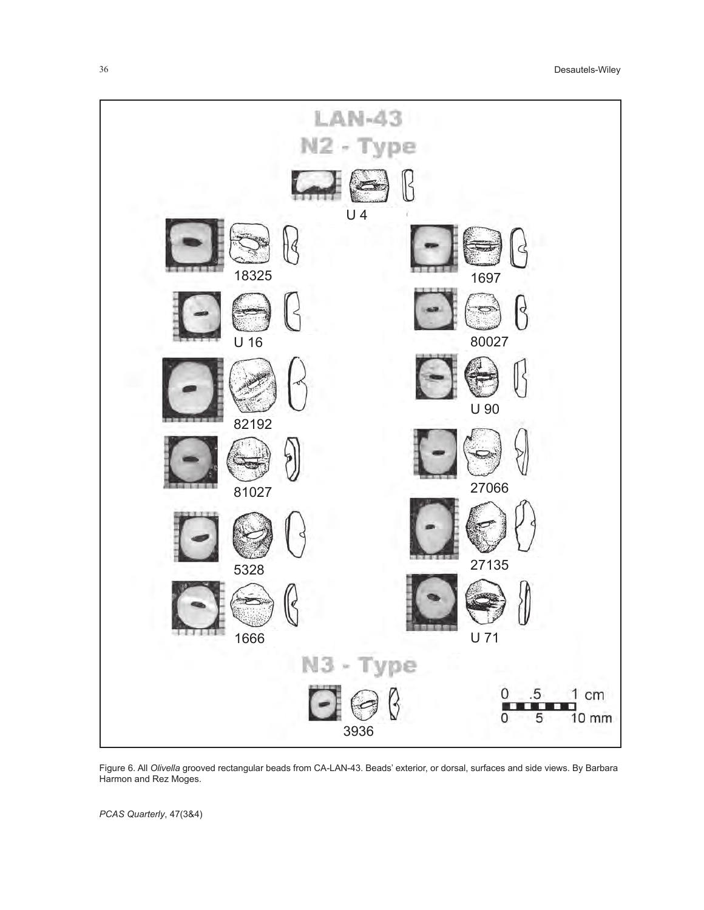Figure 6. All *Olivella* grooved rectangular beads from CA-LAN-43. Beads' exterior, or dorsal, surfaces and side views. By Barbara Harmon and Rez Moges.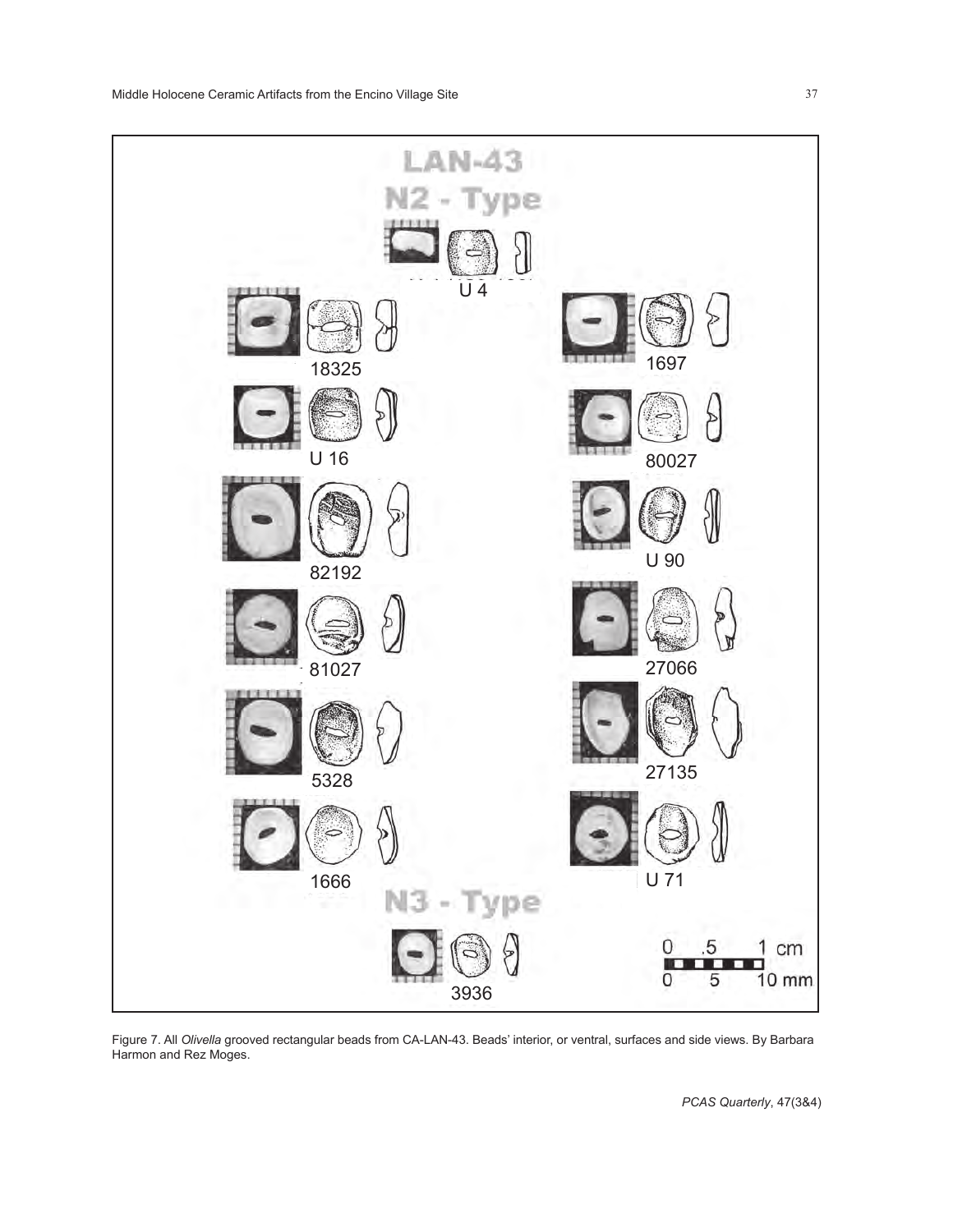Figure 7. All *Olivella* grooved rectangular beads from CA-LAN-43. Beads' interior, or ventral, surfaces and side views. By Barbara Harmon and Rez Moges.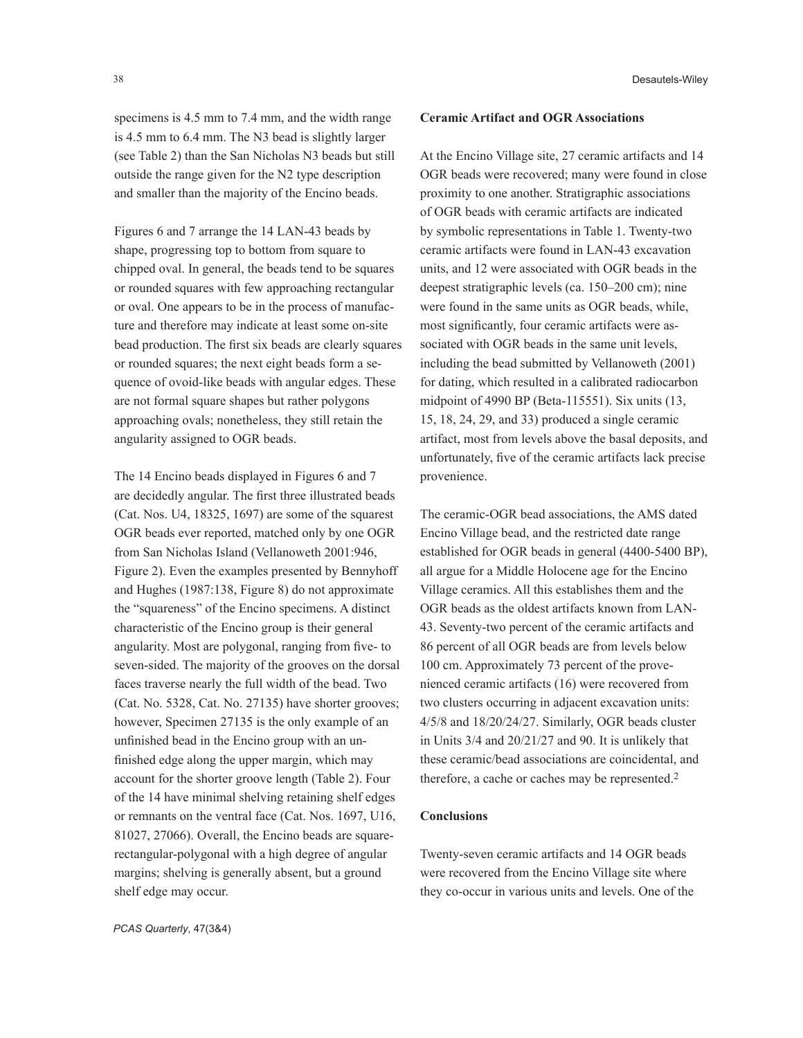specimens is 4.5 mm to 7.4 mm, and the width range is 4.5 mm to 6.4 mm. The N3 bead is slightly larger (see Table 2) than the San Nicholas N3 beads but still outside the range given for the N2 type description and smaller than the majority of the Encino beads.

Figures 6 and 7 arrange the 14 LAN-43 beads by shape, progressing top to bottom from square to chipped oval. In general, the beads tend to be squares or rounded squares with few approaching rectangular or oval. One appears to be in the process of manufacture and therefore may indicate at least some on-site bead production. The first six beads are clearly squares or rounded squares; the next eight beads form a sequence of ovoid-like beads with angular edges. These are not formal square shapes but rather polygons approaching ovals; nonetheless, they still retain the angularity assigned to OGR beads.

The 14 Encino beads displayed in Figures 6 and 7 are decidedly angular. The first three illustrated beads (Cat. Nos. U4, 18325, 1697) are some of the squarest OGR beads ever reported, matched only by one OGR from San Nicholas Island (Vellanoweth 2001:946, Figure 2). Even the examples presented by Bennyhoff and Hughes (1987:138, Figure 8) do not approximate the "squareness" of the Encino specimens. A distinct characteristic of the Encino group is their general angularity. Most are polygonal, ranging from five- to seven-sided. The majority of the grooves on the dorsal faces traverse nearly the full width of the bead. Two (Cat. No. 5328, Cat. No. 27135) have shorter grooves; however, Specimen 27135 is the only example of an unfinished bead in the Encino group with an unfinished edge along the upper margin, which may account for the shorter groove length (Table 2). Four of the 14 have minimal shelving retaining shelf edges or remnants on the ventral face (Cat. Nos. 1697, U16, 81027, 27066). Overall, the Encino beads are square-rectangular-polygonal with a high degree of angular margins; shelving is generally absent, but a ground shelf edge may occur.

**Ceramic Artifact and OGR Associations**

At the Encino Village site, 27 ceramic artifacts and 14 OGR beads were recovered; many were found in close proximity to one another. Stratigraphic associations of OGR beads with ceramic artifacts are indicated by symbolic representations in Table 1. Twenty-two ceramic artifacts were found in LAN-43 excavation units, and 12 were associated with OGR beads in the deepest stratigraphic levels (ca. 150–200 cm); nine were found in the same units as OGR beads, while, most significantly, four ceramic artifacts were associated with OGR beads in the same unit levels, including the bead submitted by Vellanoweth (2001) for dating, which resulted in a calibrated radiocarbon midpoint of 4990 BP (Beta-115551). Six units (13, 15, 18, 24, 29, and 33) produced a single ceramic artifact, most from levels above the basal deposits, and unfortunately, five of the ceramic artifacts lack precise provenience.

The ceramic-OGR bead associations, the AMS dated Encino Village bead, and the restricted date range established for OGR beads in general (4400-5400 BP), all argue for a Middle Holocene age for the Encino Village ceramics. All this establishes them and the OGR beads as the oldest artifacts known from LAN-43. Seventy-two percent of the ceramic artifacts and 86 percent of all OGR beads are from levels below 100 cm. Approximately 73 percent of the provenienced ceramic artifacts (16) were recovered from two clusters occurring in adjacent excavation units: 4/5/8 and 18/20/24/27. Similarly, OGR beads cluster in Units 3/4 and 20/21/27 and 90. It is unlikely that these ceramic/bead associations are coincidental, and therefore, a cache or caches may be represented.[2]

**Conclusions**

Twenty-seven ceramic artifacts and 14 OGR beads were recovered from the Encino Village site where they co-occur in various units and levels. One of the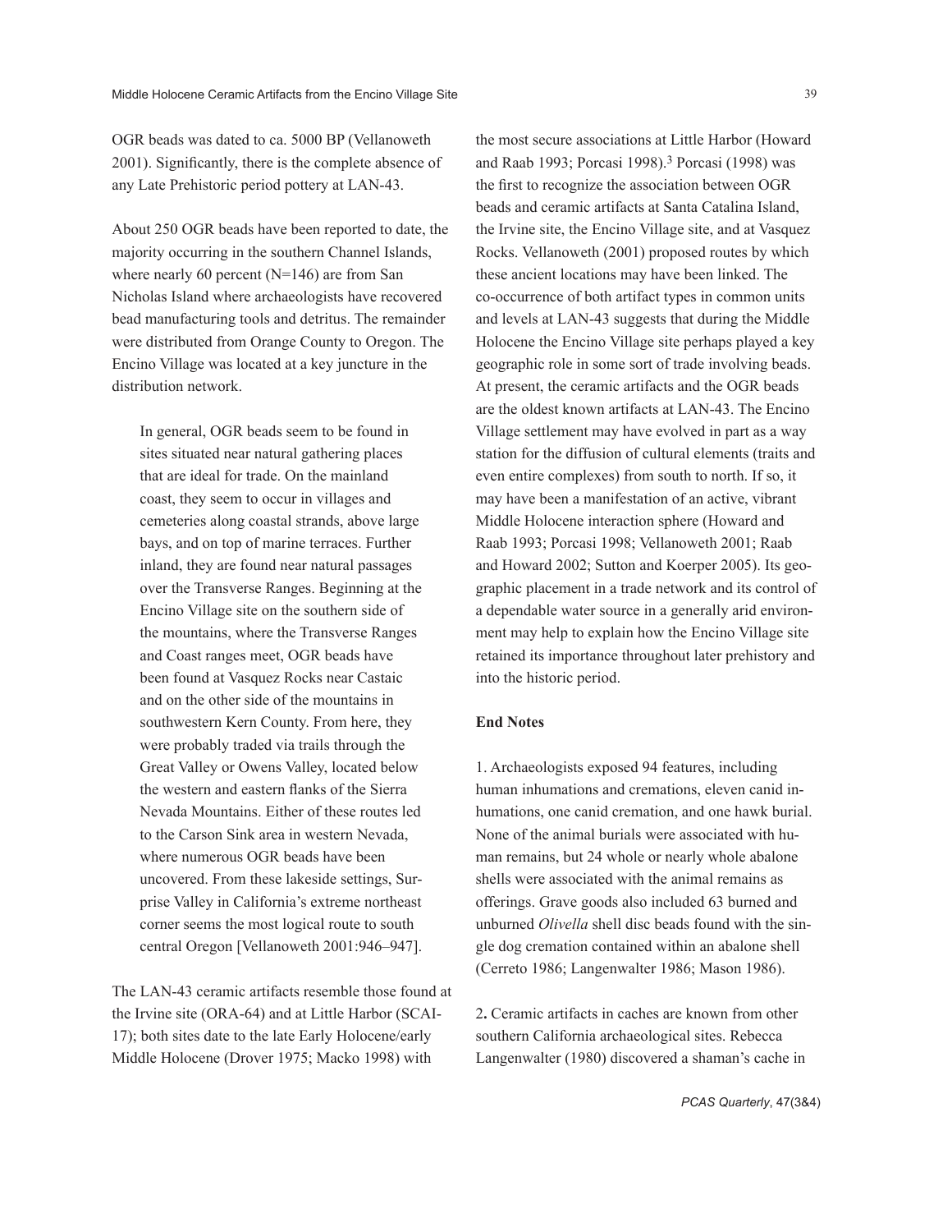OGR beads was dated to ca. 5000 BP (Vellanoweth 2001). Significantly, there is the complete absence of any Late Prehistoric period pottery at LAN-43.

About 250 OGR beads have been reported to date, the majority occurring in the southern Channel Islands, where nearly 60 percent (N=146) are from San Nicholas Island where archaeologists have recovered bead manufacturing tools and detritus. The remainder were distributed from Orange County to Oregon. The Encino Village was located at a key juncture in the distribution network.

> In general, OGR beads seem to be found in sites situated near natural gathering places that are ideal for trade. On the mainland coast, they seem to occur in villages and cemeteries along coastal strands, above large bays, and on top of marine terraces. Further inland, they are found near natural passages over the Transverse Ranges. Beginning at the Encino Village site on the southern side of the mountains, where the Transverse Ranges and Coast ranges meet, OGR beads have been found at Vasquez Rocks near Castaic and on the other side of the mountains in southwestern Kern County. From here, they were probably traded via trails through the Great Valley or Owens Valley, located below the western and eastern flanks of the Sierra Nevada Mountains. Either of these routes led to the Carson Sink area in western Nevada, where numerous OGR beads have been uncovered. From these lakeside settings, Surprise Valley in California's extreme northeast corner seems the most logical route to south central Oregon [Vellanoweth 2001:946–947].

The LAN-43 ceramic artifacts resemble those found at the Irvine site (ORA-64) and at Little Harbor (SCAI-17); both sites date to the late Early Holocene/early Middle Holocene (Drover 1975; Macko 1998) with the most secure associations at Little Harbor (Howard and Raab 1993; Porcasi 1998).[3] Porcasi (1998) was the first to recognize the association between OGR beads and ceramic artifacts at Santa Catalina Island, the Irvine site, the Encino Village site, and at Vasquez Rocks. Vellanoweth (2001) proposed routes by which these ancient locations may have been linked. The co-occurrence of both artifact types in common units and levels at LAN-43 suggests that during the Middle Holocene the Encino Village site perhaps played a key geographic role in some sort of trade involving beads. At present, the ceramic artifacts and the OGR beads are the oldest known artifacts at LAN-43. The Encino Village settlement may have evolved in part as a way station for the diffusion of cultural elements (traits and even entire complexes) from south to north. If so, it may have been a manifestation of an active, vibrant Middle Holocene interaction sphere (Howard and Raab 1993; Porcasi 1998; Vellanoweth 2001; Raab and Howard 2002; Sutton and Koerper 2005). Its geographic placement in a trade network and its control of a dependable water source in a generally arid environment may help to explain how the Encino Village site retained its importance throughout later prehistory and into the historic period.

**End Notes**

1. Archaeologists exposed 94 features, including human inhumations and cremations, eleven canid inhumations, one canid cremation, and one hawk burial. None of the animal burials were associated with human remains, but 24 whole or nearly whole abalone shells were associated with the animal remains as offerings. Grave goods also included 63 burned and unburned *Olivella* shell disc beads found with the single dog cremation contained within an abalone shell (Cerreto 1986; Langenwalter 1986; Mason 1986).

2**.** Ceramic artifacts in caches are known from other southern California archaeological sites. Rebecca Langenwalter (1980) discovered a shaman's cache in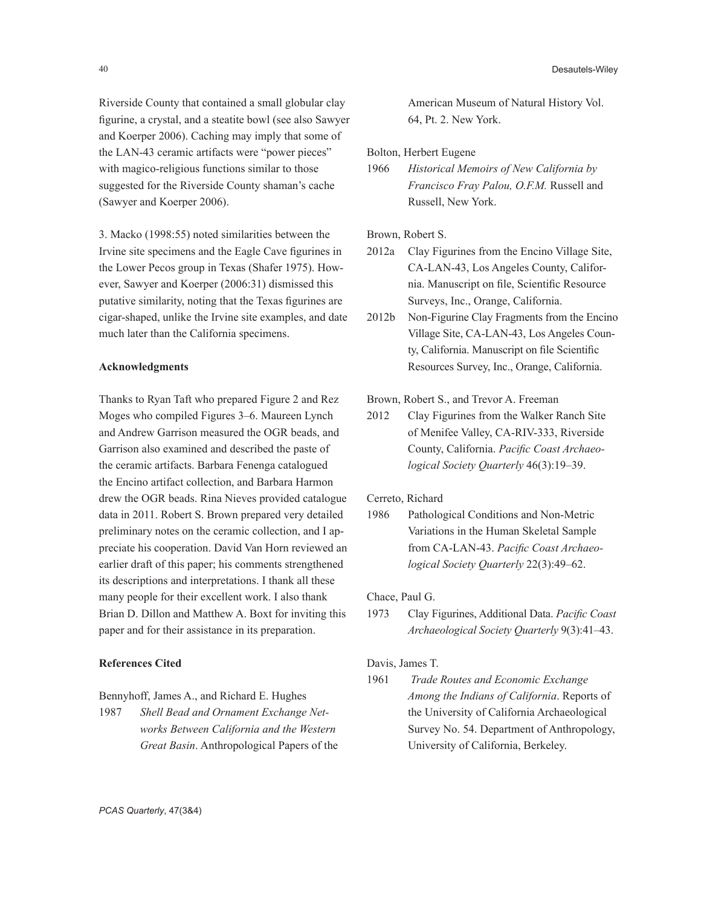Riverside County that contained a small globular clay figurine, a crystal, and a steatite bowl (see also Sawyer and Koerper 2006). Caching may imply that some of the LAN-43 ceramic artifacts were "power pieces" with magico-religious functions similar to those suggested for the Riverside County shaman's cache (Sawyer and Koerper 2006).

3. Macko (1998:55) noted similarities between the Irvine site specimens and the Eagle Cave figurines in the Lower Pecos group in Texas (Shafer 1975). However, Sawyer and Koerper (2006:31) dismissed this putative similarity, noting that the Texas figurines are cigar-shaped, unlike the Irvine site examples, and date much later than the California specimens.

**Acknowledgments**

Thanks to Ryan Taft who prepared Figure 2 and Rez Moges who compiled Figures 3–6. Maureen Lynch and Andrew Garrison measured the OGR beads, and Garrison also examined and described the paste of the ceramic artifacts. Barbara Fenenga catalogued the Encino artifact collection, and Barbara Harmon drew the OGR beads. Rina Nieves provided catalogue data in 2011. Robert S. Brown prepared very detailed preliminary notes on the ceramic collection, and I appreciate his cooperation. David Van Horn reviewed an earlier draft of this paper; his comments strengthened its descriptions and interpretations. I thank all these many people for their excellent work. I also thank Brian D. Dillon and Matthew A. Boxt for inviting this paper and for their assistance in its preparation.

**References Cited**

Bennyhoff, James A., and Richard E. Hughes

1987 *Shell Bead and Ornament Exchange Networks Between California and the Western Great Basin*. Anthropological Papers of the American Museum of Natural History Vol. 64, Pt. 2. New York.

Bolton, Herbert Eugene

1966 *Historical Memoirs of New California by Francisco Fray Palou, O.F.M.* Russell and Russell, New York.

Brown, Robert S.

2012a Clay Figurines from the Encino Village Site, CA-LAN-43, Los Angeles County, California. Manuscript on file, Scientific Resource Surveys, Inc., Orange, California.

2012b Non-Figurine Clay Fragments from the Encino Village Site, CA-LAN-43, Los Angeles County, California. Manuscript on file Scientific Resources Survey, Inc., Orange, California.

Brown, Robert S., and Trevor A. Freeman

2012 Clay Figurines from the Walker Ranch Site of Menifee Valley, CA-RIV-333, Riverside County, California. *Pacific Coast Archaeological Society Quarterly* 46(3):19–39.

Cerreto, Richard

1986 Pathological Conditions and Non-Metric Variations in the Human Skeletal Sample from CA-LAN-43. *Pacific Coast Archaeological Society Quarterly* 22(3):49–62.

Chace, Paul G.

1973 Clay Figurines, Additional Data. *Pacific Coast Archaeological Society Quarterly* 9(3):41–43.

Davis, James T.

1961 *Trade Routes and Economic Exchange Among the Indians of California*. Reports of the University of California Archaeological Survey No. 54. Department of Anthropology, University of California, Berkeley.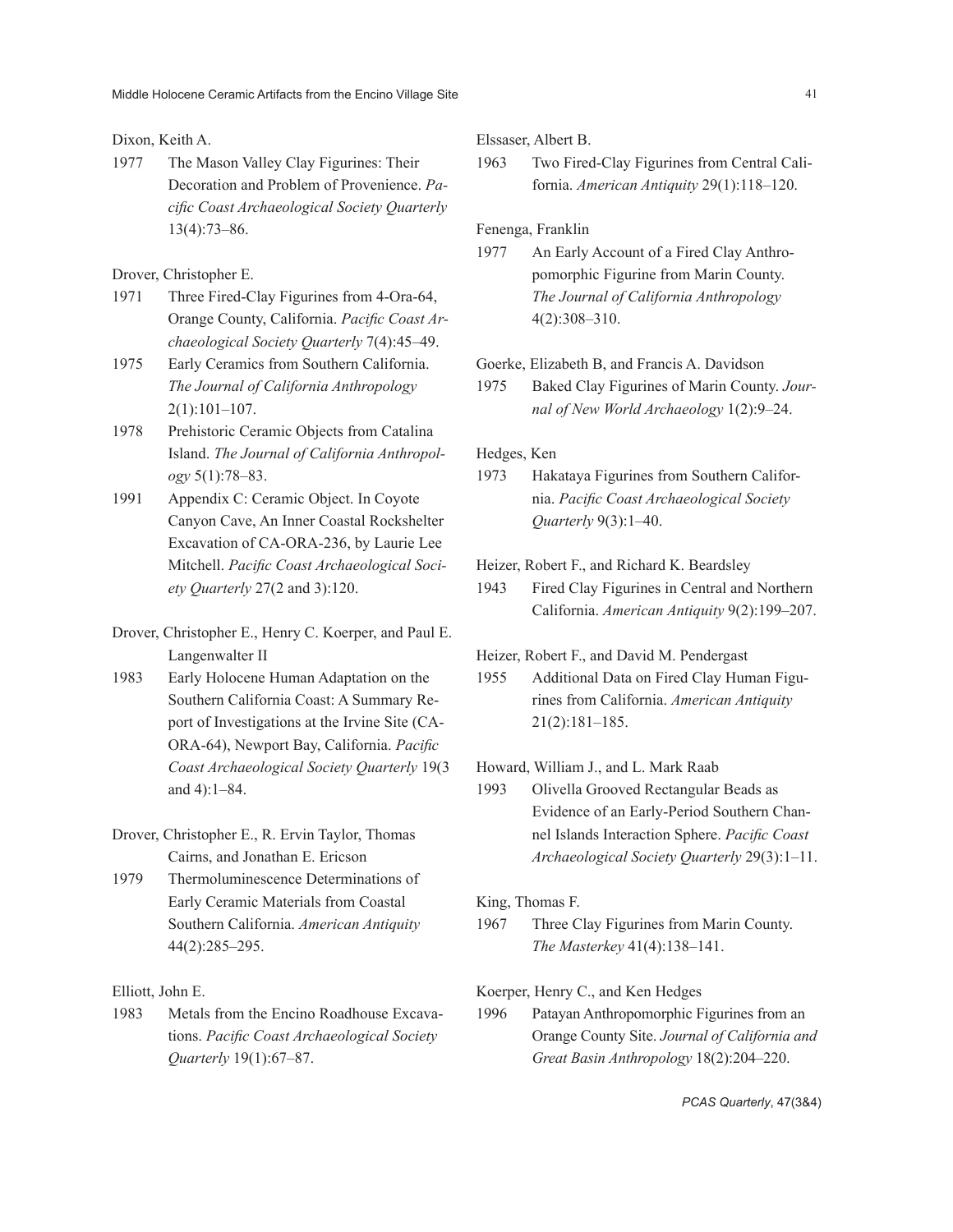Dixon, Keith A.

1977 The Mason Valley Clay Figurines: Their Decoration and Problem of Provenience. *Pacific Coast Archaeological Society Quarterly* 13(4):73–86.

Drover, Christopher E.

1971 Three Fired-Clay Figurines from 4-Ora-64, Orange County, California. *Pacific Coast Archaeological Society Quarterly* 7(4):45–49.

1975 Early Ceramics from Southern California. *The Journal of California Anthropology* 2(1):101–107.

1978 Prehistoric Ceramic Objects from Catalina Island. *The Journal of California Anthropology* 5(1):78–83.

1991 Appendix C: Ceramic Object. In Coyote Canyon Cave, An Inner Coastal Rockshelter Excavation of CA-ORA-236, by Laurie Lee Mitchell. *Pacific Coast Archaeological Society Quarterly* 27(2 and 3):120.

Drover, Christopher E., Henry C. Koerper, and Paul E. Langenwalter II

1983 Early Holocene Human Adaptation on the Southern California Coast: A Summary Report of Investigations at the Irvine Site (CA-ORA-64), Newport Bay, California. *Pacific Coast Archaeological Society Quarterly* 19(3 and 4):1–84.

Drover, Christopher E., R. Ervin Taylor, Thomas Cairns, and Jonathan E. Ericson

1979 Thermoluminescence Determinations of Early Ceramic Materials from Coastal Southern California. *American Antiquity* 44(2):285–295.

Elliott, John E.

1983 Metals from the Encino Roadhouse Excavations. *Pacific Coast Archaeological Society Quarterly* 19(1):67–87.

Elssaser, Albert B.

1963 Two Fired-Clay Figurines from Central California. *American Antiquity* 29(1):118–120.

Fenenga, Franklin

1977 An Early Account of a Fired Clay Anthropomorphic Figurine from Marin County. *The Journal of California Anthropology* 4(2):308–310.

Goerke, Elizabeth B, and Francis A. Davidson

1975 Baked Clay Figurines of Marin County. *Journal of New World Archaeology* 1(2):9–24.

Hedges, Ken

1973 Hakataya Figurines from Southern California. *Pacific Coast Archaeological Society Quarterly* 9(3):1–40.

Heizer, Robert F., and Richard K. Beardsley

1943 Fired Clay Figurines in Central and Northern California. *American Antiquity* 9(2):199–207.

Heizer, Robert F., and David M. Pendergast

1955 Additional Data on Fired Clay Human Figurines from California. *American Antiquity* 21(2):181–185.

Howard, William J., and L. Mark Raab

1993 Olivella Grooved Rectangular Beads as Evidence of an Early-Period Southern Channel Islands Interaction Sphere. *Pacific Coast Archaeological Society Quarterly* 29(3):1–11.

King, Thomas F.

1967 Three Clay Figurines from Marin County. *The Masterkey* 41(4):138–141.

Koerper, Henry C., and Ken Hedges

1996 Patayan Anthropomorphic Figurines from an Orange County Site. *Journal of California and Great Basin Anthropology* 18(2):204–220.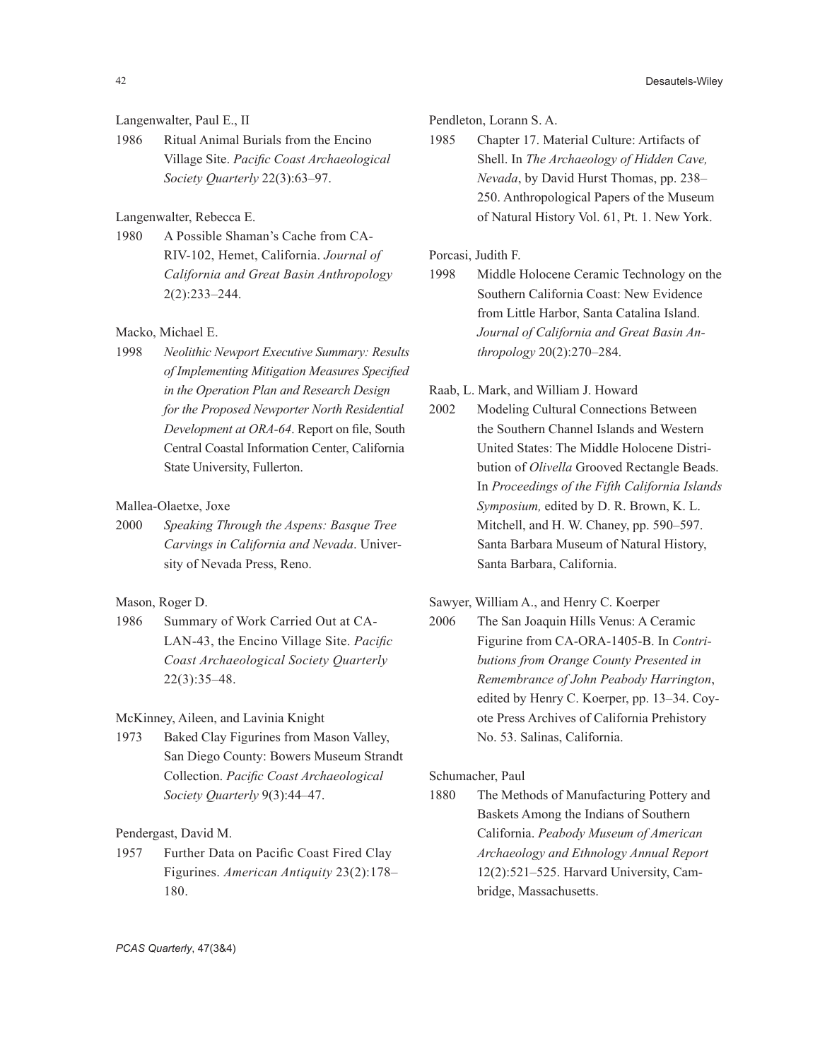Langenwalter, Paul E., II

1986 Ritual Animal Burials from the Encino Village Site. *Pacific Coast Archaeological Society Quarterly* 22(3):63–97.

Langenwalter, Rebecca E.

1980 A Possible Shaman's Cache from CA-RIV-102, Hemet, California. *Journal of California and Great Basin Anthropology* 2(2):233–244.

Macko, Michael E.

1998 *Neolithic Newport Executive Summary: Results of Implementing Mitigation Measures Specified in the Operation Plan and Research Design for the Proposed Newporter North Residential Development at ORA-64*. Report on file, South Central Coastal Information Center, California State University, Fullerton.

Mallea-Olaetxe, Joxe

2000 *Speaking Through the Aspens: Basque Tree Carvings in California and Nevada*. University of Nevada Press, Reno.

Mason, Roger D.

1986 Summary of Work Carried Out at CA-LAN-43, the Encino Village Site. *Pacific Coast Archaeological Society Quarterly* 22(3):35–48.

McKinney, Aileen, and Lavinia Knight

1973 Baked Clay Figurines from Mason Valley, San Diego County: Bowers Museum Strandt Collection. *Pacific Coast Archaeological Society Quarterly* 9(3):44–47.

Pendergast, David M.

1957 Further Data on Pacific Coast Fired Clay Figurines. *American Antiquity* 23(2):178–180.

Pendleton, Lorann S. A.

1985 Chapter 17. Material Culture: Artifacts of Shell. In *The Archaeology of Hidden Cave, Nevada*, by David Hurst Thomas, pp. 238–250. Anthropological Papers of the Museum of Natural History Vol. 61, Pt. 1. New York.

Porcasi, Judith F.

1998 Middle Holocene Ceramic Technology on the Southern California Coast: New Evidence from Little Harbor, Santa Catalina Island. *Journal of California and Great Basin Anthropology* 20(2):270–284.

Raab, L. Mark, and William J. Howard

2002 Modeling Cultural Connections Between the Southern Channel Islands and Western United States: The Middle Holocene Distribution of *Olivella* Grooved Rectangle Beads. In *Proceedings of the Fifth California Islands Symposium,* edited by D. R. Brown, K. L. Mitchell, and H. W. Chaney, pp. 590–597. Santa Barbara Museum of Natural History, Santa Barbara, California.

Sawyer, William A., and Henry C. Koerper

2006 The San Joaquin Hills Venus: A Ceramic Figurine from CA-ORA-1405-B. In *Contributions from Orange County Presented in Remembrance of John Peabody Harrington*, edited by Henry C. Koerper, pp. 13–34. Coyote Press Archives of California Prehistory No. 53. Salinas, California.

Schumacher, Paul

1880 The Methods of Manufacturing Pottery and Baskets Among the Indians of Southern California. *Peabody Museum of American Archaeology and Ethnology Annual Report* 12(2):521–525. Harvard University, Cambridge, Massachusetts.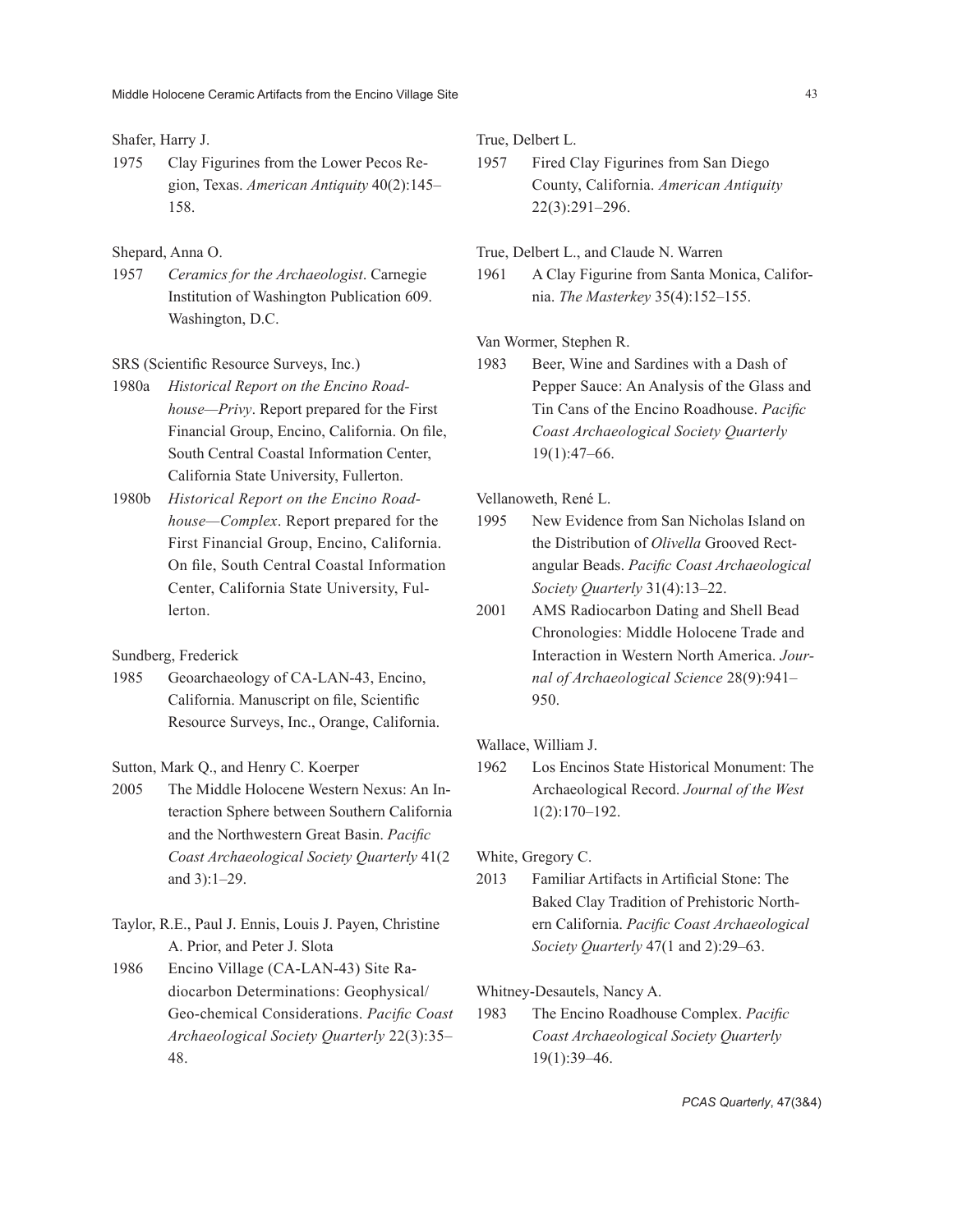Shafer, Harry J.

1975 Clay Figurines from the Lower Pecos Region, Texas. *American Antiquity* 40(2):145–158.

Shepard, Anna O.

1957 *Ceramics for the Archaeologist*. Carnegie Institution of Washington Publication 609. Washington, D.C.

SRS (Scientific Resource Surveys, Inc.)

1980a *Historical Report on the Encino Roadhouse—Privy*. Report prepared for the First Financial Group, Encino, California. On file, South Central Coastal Information Center, California State University, Fullerton.

1980b *Historical Report on the Encino Roadhouse—Complex*. Report prepared for the First Financial Group, Encino, California. On file, South Central Coastal Information Center, California State University, Fullerton.

Sundberg, Frederick

1985 Geoarchaeology of CA-LAN-43, Encino, California. Manuscript on file, Scientific Resource Surveys, Inc., Orange, California.

Sutton, Mark Q., and Henry C. Koerper

2005 The Middle Holocene Western Nexus: An Interaction Sphere between Southern California and the Northwestern Great Basin. *Pacific Coast Archaeological Society Quarterly* 41(2 and 3):1–29.

Taylor, R.E., Paul J. Ennis, Louis J. Payen, Christine A. Prior, and Peter J. Slota

1986 Encino Village (CA-LAN-43) Site Radiocarbon Determinations: Geophysical/Geo-chemical Considerations. *Pacific Coast Archaeological Society Quarterly* 22(3):35–48.

True, Delbert L.

1957 Fired Clay Figurines from San Diego County, California. *American Antiquity* 22(3):291–296.

True, Delbert L., and Claude N. Warren

1961 A Clay Figurine from Santa Monica, California. *The Masterkey* 35(4):152–155.

Van Wormer, Stephen R.

1983 Beer, Wine and Sardines with a Dash of Pepper Sauce: An Analysis of the Glass and Tin Cans of the Encino Roadhouse. *Pacific Coast Archaeological Society Quarterly* 19(1):47–66.

Vellanoweth, René L.

1995 New Evidence from San Nicholas Island on the Distribution of *Olivella* Grooved Rectangular Beads. *Pacific Coast Archaeological Society Quarterly* 31(4):13–22.

2001 AMS Radiocarbon Dating and Shell Bead Chronologies: Middle Holocene Trade and Interaction in Western North America. *Journal of Archaeological Science* 28(9):941–950.

Wallace, William J.

1962 Los Encinos State Historical Monument: The Archaeological Record. *Journal of the West* 1(2):170–192.

White, Gregory C.

2013 Familiar Artifacts in Artificial Stone: The Baked Clay Tradition of Prehistoric Northern California. *Pacific Coast Archaeological Society Quarterly* 47(1 and 2):29–63.

Whitney-Desautels, Nancy A.

1983 The Encino Roadhouse Complex. *Pacific Coast Archaeological Society Quarterly* 19(1):39–46.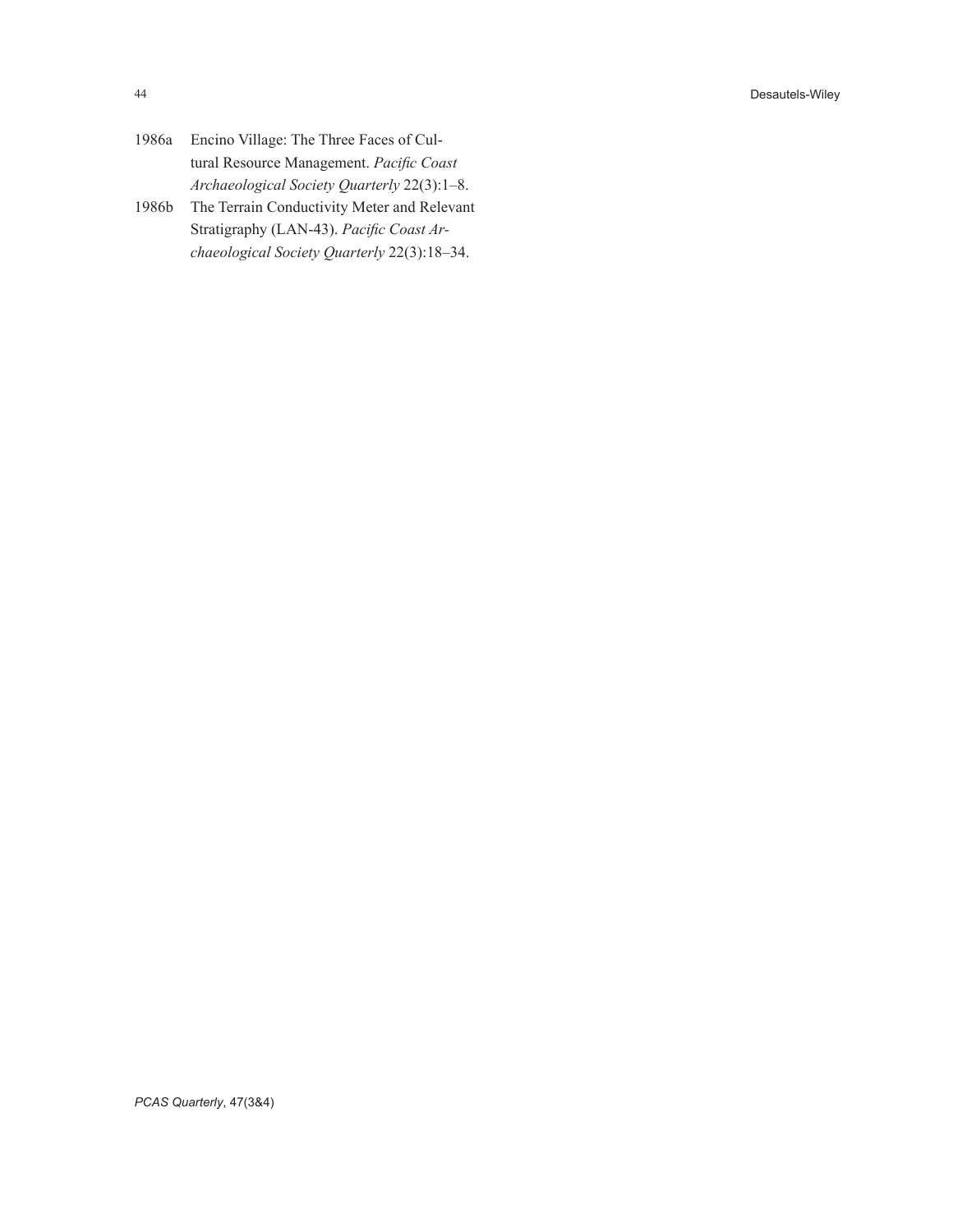1986a Encino Village: The Three Faces of Cultural Resource Management. *Pacific Coast Archaeological Society Quarterly* 22(3):1–8.

1986b The Terrain Conductivity Meter and Relevant Stratigraphy (LAN-43). *Pacific Coast Archaeological Society Quarterly* 22(3):18–34.